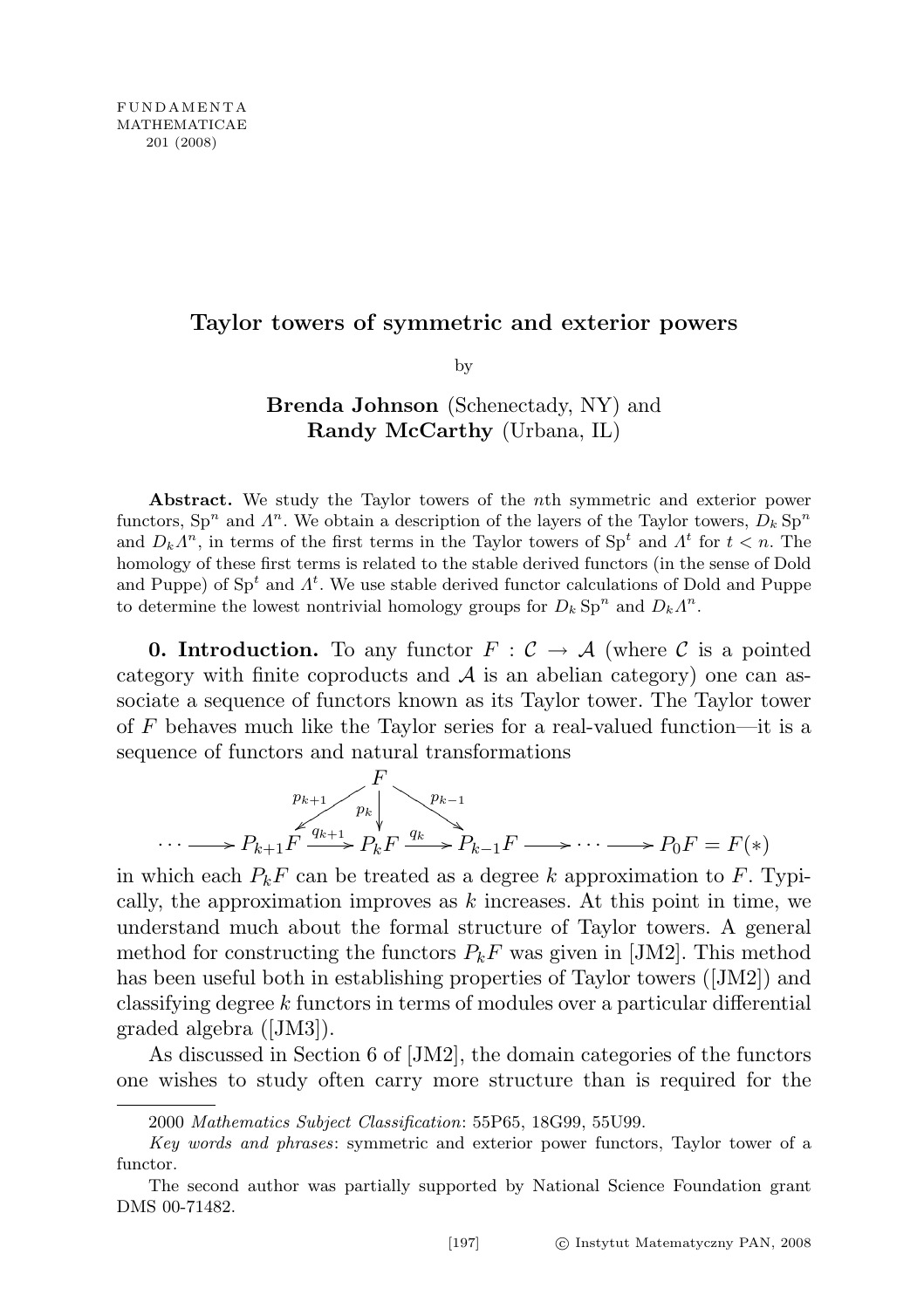# Taylor towers of symmetric and exterior powers

by

**Brenda Johnson** (Schenectady, NY) and **Randy McCarthy** (Urbana, IL)

**Abstract.** We study the Taylor towers of the $n$th symmetric and exterior power functors, $\mathrm{Sp}^n$ and $\Lambda^n$. We obtain a description of the layers of the Taylor towers, $D_k \mathrm{Sp}^n$ and $D_k\Lambda^n$, in terms of the first terms in the Taylor towers of $\mathrm{Sp}^t$ and $\Lambda^t$ for $t < n$. The homology of these first terms is related to the stable derived functors (in the sense of Dold and Puppe) of $\mathrm{Sp}^t$ and $\Lambda^t$. We use stable derived functor calculations of Dold and Puppe to determine the lowest nontrivial homology groups for $D_k \mathrm{Sp}^n$ and $D_k\Lambda^n$.

**0. Introduction.** To any functor $F : \mathcal{C} \to \mathcal{A}$ (where $\mathcal{C}$ is a pointed category with finite coproducts and $\mathcal{A}$ is an abelian category) one can associate a sequence of functors known as its Taylor tower. The Taylor tower of $F$ behaves much like the Taylor series for a real-valued function—it is a sequence of functors and natural transformations

$$\begin{array}{c} \qquad\qquad F \\ \quad {}^{p_{k+1}}\swarrow \quad \downarrow{}^{p_k} \quad \searrow{}^{p_{k-1}} \\ \cdots \longrightarrow P_{k+1}F \xrightarrow{q_{k+1}} P_kF \xrightarrow{q_k} P_{k-1}F \longrightarrow \cdots \longrightarrow P_0F = F(*) \end{array}$$

in which each $P_kF$ can be treated as a degree $k$ approximation to $F$. Typically, the approximation improves as $k$ increases. At this point in time, we understand much about the formal structure of Taylor towers. A general method for constructing the functors $P_kF$ was given in [JM2]. This method has been useful both in establishing properties of Taylor towers ([JM2]) and classifying degree $k$ functors in terms of modules over a particular differential graded algebra ([JM3]).

As discussed in Section 6 of [JM2], the domain categories of the functors one wishes to study often carry more structure than is required for the

2000 *Mathematics Subject Classification*: 55P65, 18G99, 55U99.

*Key words and phrases*: symmetric and exterior power functors, Taylor tower of a functor.

The second author was partially supported by National Science Foundation grant DMS 00-71482.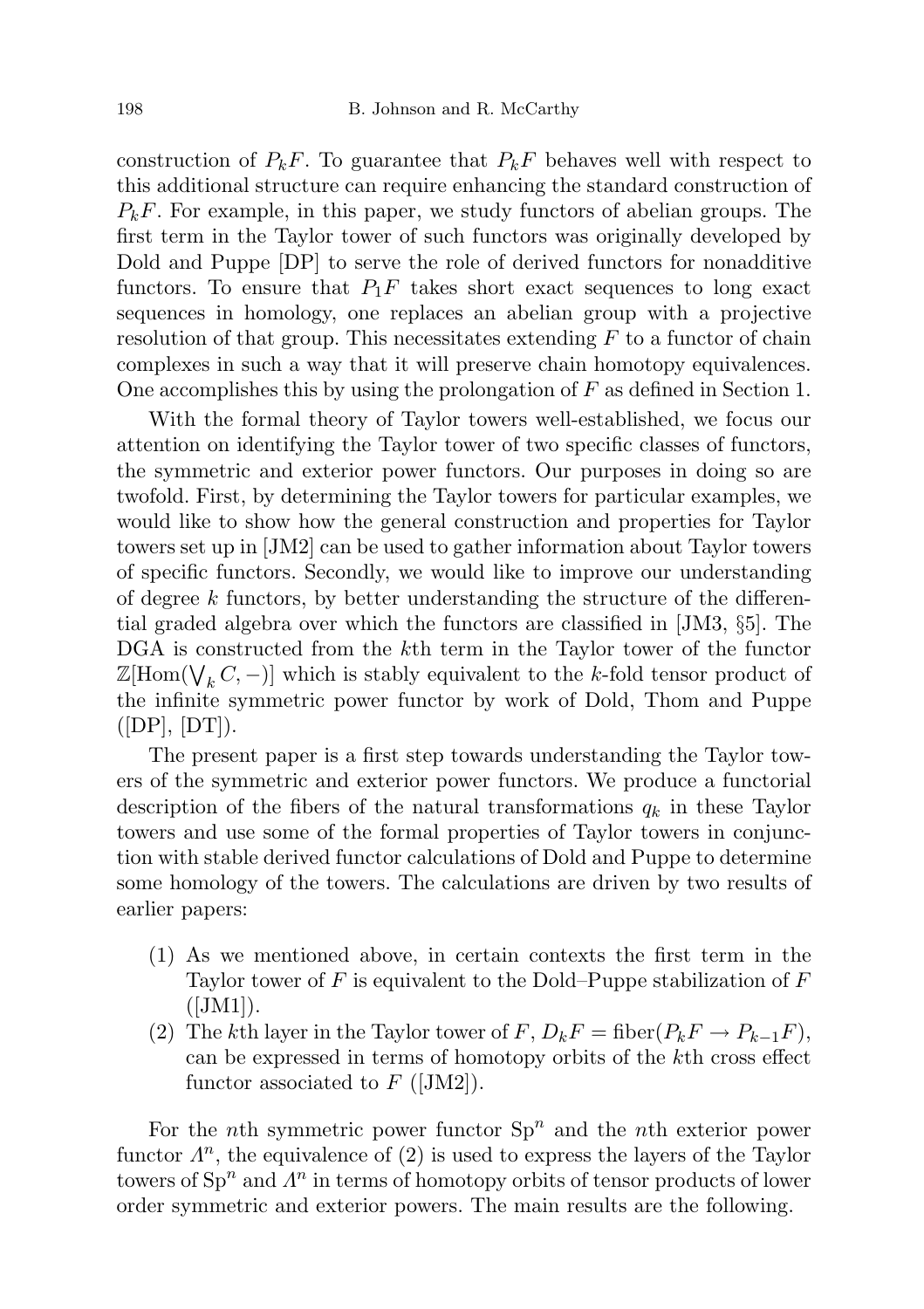construction of $P_kF$. To guarantee that $P_kF$ behaves well with respect to this additional structure can require enhancing the standard construction of $P_kF$. For example, in this paper, we study functors of abelian groups. The first term in the Taylor tower of such functors was originally developed by Dold and Puppe [DP] to serve the role of derived functors for nonadditive functors. To ensure that $P_1F$ takes short exact sequences to long exact sequences in homology, one replaces an abelian group with a projective resolution of that group. This necessitates extending $F$ to a functor of chain complexes in such a way that it will preserve chain homotopy equivalences. One accomplishes this by using the prolongation of $F$ as defined in Section 1.

With the formal theory of Taylor towers well-established, we focus our attention on identifying the Taylor tower of two specific classes of functors, the symmetric and exterior power functors. Our purposes in doing so are twofold. First, by determining the Taylor towers for particular examples, we would like to show how the general construction and properties for Taylor towers set up in [JM2] can be used to gather information about Taylor towers of specific functors. Secondly, we would like to improve our understanding of degree $k$ functors, by better understanding the structure of the differential graded algebra over which the functors are classified in [JM3, §5]. The DGA is constructed from the $k$th term in the Taylor tower of the functor $\mathbb{Z}[\mathrm{Hom}(\bigvee_k C, -)]$ which is stably equivalent to the $k$-fold tensor product of the infinite symmetric power functor by work of Dold, Thom and Puppe ([DP], [DT]).

The present paper is a first step towards understanding the Taylor towers of the symmetric and exterior power functors. We produce a functorial description of the fibers of the natural transformations $q_k$ in these Taylor towers and use some of the formal properties of Taylor towers in conjunction with stable derived functor calculations of Dold and Puppe to determine some homology of the towers. The calculations are driven by two results of earlier papers:

1. As we mentioned above, in certain contexts the first term in the Taylor tower of $F$ is equivalent to the Dold–Puppe stabilization of $F$ ([JM1]).
2. The $k$th layer in the Taylor tower of $F$, $D_kF = \mathrm{fiber}(P_kF \to P_{k-1}F)$, can be expressed in terms of homotopy orbits of the $k$th cross effect functor associated to $F$ ([JM2]).

For the $n$th symmetric power functor $\mathrm{Sp}^n$ and the $n$th exterior power functor $\Lambda^n$, the equivalence of (2) is used to express the layers of the Taylor towers of $\mathrm{Sp}^n$ and $\Lambda^n$ in terms of homotopy orbits of tensor products of lower order symmetric and exterior powers. The main results are the following.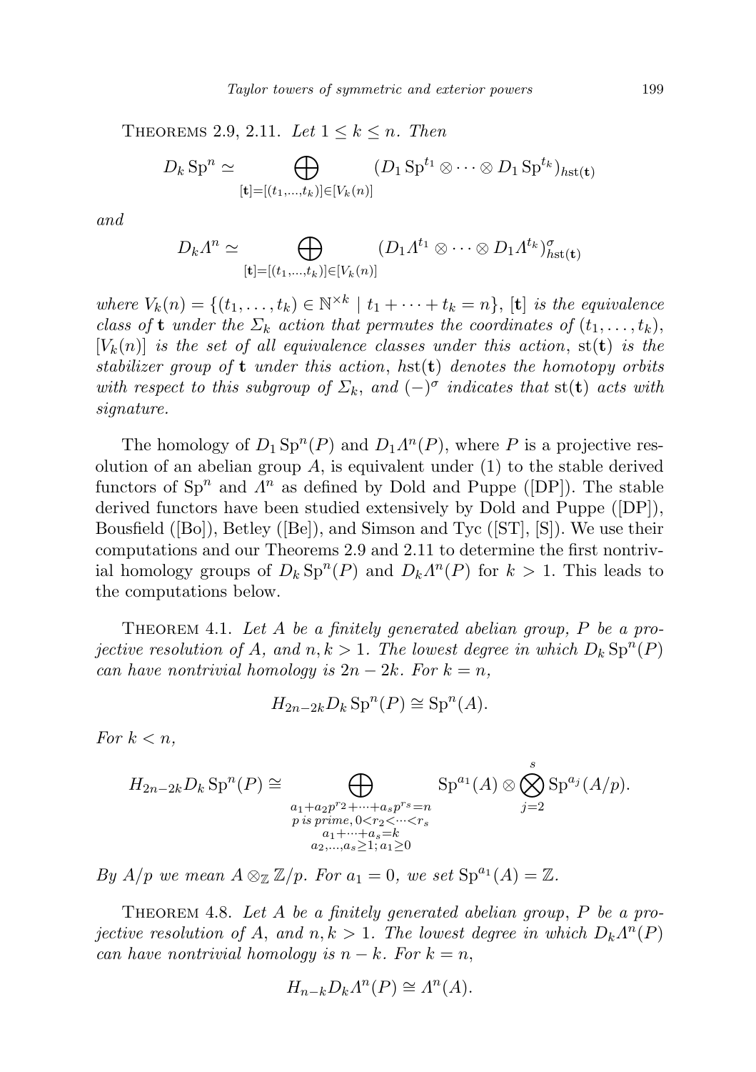Theorems 2.9, 2.11. *Let $1 \leq k \leq n$. Then*

$$D_k \operatorname{Sp}^n \simeq \bigoplus_{[\mathbf{t}]=[(t_1,\dots,t_k)]\in[V_k(n)]} (D_1 \operatorname{Sp}^{t_1} \otimes \dots \otimes D_1 \operatorname{Sp}^{t_k})_{h\mathrm{st}(\mathbf{t})}$$

*and*

$$D_k \Lambda^n \simeq \bigoplus_{[\mathbf{t}]=[(t_1,\dots,t_k)]\in[V_k(n)]} (D_1 \Lambda^{t_1} \otimes \dots \otimes D_1 \Lambda^{t_k})^{\sigma}_{h\mathrm{st}(\mathbf{t})}$$

*where $V_k(n) = \{(t_1,\dots,t_k) \in \mathbb{N}^{\times k} \mid t_1 + \dots + t_k = n\}$, $[\mathbf{t}]$ is the equivalence class of $\mathbf{t}$ under the $\Sigma_k$ action that permutes the coordinates of $(t_1,\dots,t_k)$, $[V_k(n)]$ is the set of all equivalence classes under this action, $\mathrm{st}(\mathbf{t})$ is the stabilizer group of $\mathbf{t}$ under this action, $h\mathrm{st}(\mathbf{t})$ denotes the homotopy orbits with respect to this subgroup of $\Sigma_k$, and $(-)^{\sigma}$ indicates that $\mathrm{st}(\mathbf{t})$ acts with signature.*

The homology of $D_1 \operatorname{Sp}^n(P)$ and $D_1 \Lambda^n(P)$, where $P$ is a projective resolution of an abelian group $A$, is equivalent under (1) to the stable derived functors of $\operatorname{Sp}^n$ and $\Lambda^n$ as defined by Dold and Puppe ([DP]). The stable derived functors have been studied extensively by Dold and Puppe ([DP]), Bousfield ([Bo]), Betley ([Be]), and Simson and Tyc ([ST], [S]). We use their computations and our Theorems 2.9 and 2.11 to determine the first nontrivial homology groups of $D_k \operatorname{Sp}^n(P)$ and $D_k \Lambda^n(P)$ for $k > 1$. This leads to the computations below.

Theorem 4.1. *Let $A$ be a finitely generated abelian group, $P$ be a projective resolution of $A$, and $n, k > 1$. The lowest degree in which $D_k \operatorname{Sp}^n(P)$ can have nontrivial homology is $2n - 2k$. For $k = n$,*

$$H_{2n-2k} D_k \operatorname{Sp}^n(P) \cong \operatorname{Sp}^n(A).$$

*For $k < n$,*

$$H_{2n-2k} D_k \operatorname{Sp}^n(P) \cong \bigoplus_{\substack{a_1 + a_2 p^{r_2} + \dots + a_s p^{r_s} = n \\ p \text{ is prime},\, 0 < r_2 < \dots < r_s \\ a_1 + \dots + a_s = k \\ a_2,\dots,a_s \geq 1;\, a_1 \geq 0}} \operatorname{Sp}^{a_1}(A) \otimes \bigotimes_{j=2}^{s} \operatorname{Sp}^{a_j}(A/p).$$

*By $A/p$ we mean $A \otimes_{\mathbb{Z}} \mathbb{Z}/p$. For $a_1 = 0$, we set $\operatorname{Sp}^{a_1}(A) = \mathbb{Z}$.*

Theorem 4.8. *Let $A$ be a finitely generated abelian group, $P$ be a projective resolution of $A$, and $n, k > 1$. The lowest degree in which $D_k \Lambda^n(P)$ can have nontrivial homology is $n - k$. For $k = n$,*

$$H_{n-k} D_k \Lambda^n(P) \cong \Lambda^n(A).$$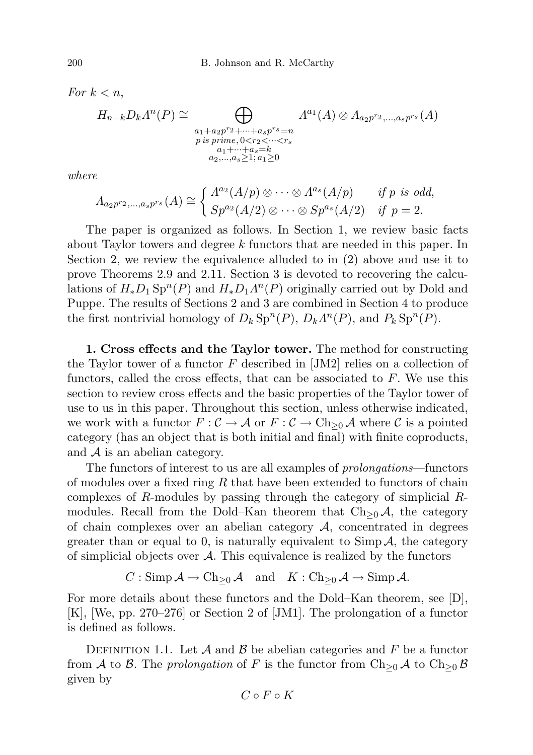*For* $k < n$,

$$H_{n-k} D_k \Lambda^n(P) \cong \bigoplus_{\substack{a_1 + a_2 p^{r_2} + \cdots + a_s p^{r_s} = n \\ p \text{ is prime}, 0 < r_2 < \cdots < r_s \\ a_1 + \cdots + a_s = k \\ a_2, \ldots, a_s \geq 1;\, a_1 \geq 0}} \Lambda^{a_1}(A) \otimes \Lambda_{a_2 p^{r_2}, \ldots, a_s p^{r_s}}(A)$$

*where*

$$\Lambda_{a_2 p^{r_2}, \ldots, a_s p^{r_s}}(A) \cong \begin{cases} \Lambda^{a_2}(A/p) \otimes \cdots \otimes \Lambda^{a_s}(A/p) & \text{if } p \text{ is odd}, \\ Sp^{a_2}(A/2) \otimes \cdots \otimes Sp^{a_s}(A/2) & \text{if } p = 2. \end{cases}$$

The paper is organized as follows. In Section 1, we review basic facts about Taylor towers and degree $k$ functors that are needed in this paper. In Section 2, we review the equivalence alluded to in (2) above and use it to prove Theorems 2.9 and 2.11. Section 3 is devoted to recovering the calculations of $H_* D_1 \operatorname{Sp}^n(P)$ and $H_* D_1 \Lambda^n(P)$ originally carried out by Dold and Puppe. The results of Sections 2 and 3 are combined in Section 4 to produce the first nontrivial homology of $D_k \operatorname{Sp}^n(P)$, $D_k \Lambda^n(P)$, and $P_k \operatorname{Sp}^n(P)$.

**1. Cross effects and the Taylor tower.** The method for constructing the Taylor tower of a functor $F$ described in [JM2] relies on a collection of functors, called the cross effects, that can be associated to $F$. We use this section to review cross effects and the basic properties of the Taylor tower of use to us in this paper. Throughout this section, unless otherwise indicated, we work with a functor $F : \mathcal{C} \to \mathcal{A}$ or $F : \mathcal{C} \to \operatorname{Ch}_{\geq 0} \mathcal{A}$ where $\mathcal{C}$ is a pointed category (has an object that is both initial and final) with finite coproducts, and $\mathcal{A}$ is an abelian category.

The functors of interest to us are all examples of *prolongations*—functors of modules over a fixed ring $R$ that have been extended to functors of chain complexes of $R$-modules by passing through the category of simplicial $R$-modules. Recall from the Dold–Kan theorem that $\operatorname{Ch}_{\geq 0} \mathcal{A}$, the category of chain complexes over an abelian category $\mathcal{A}$, concentrated in degrees greater than or equal to 0, is naturally equivalent to $\operatorname{Simp} \mathcal{A}$, the category of simplicial objects over $\mathcal{A}$. This equivalence is realized by the functors

$$C : \operatorname{Simp} \mathcal{A} \to \operatorname{Ch}_{\geq 0} \mathcal{A} \quad \text{and} \quad K : \operatorname{Ch}_{\geq 0} \mathcal{A} \to \operatorname{Simp} \mathcal{A}.$$

For more details about these functors and the Dold–Kan theorem, see [D], [K], [We, pp. 270–276] or Section 2 of [JM1]. The prolongation of a functor is defined as follows.

Definition 1.1. Let $\mathcal{A}$ and $\mathcal{B}$ be abelian categories and $F$ be a functor from $\mathcal{A}$ to $\mathcal{B}$. The *prolongation* of $F$ is the functor from $\operatorname{Ch}_{\geq 0} \mathcal{A}$ to $\operatorname{Ch}_{\geq 0} \mathcal{B}$ given by

$$C \circ F \circ K$$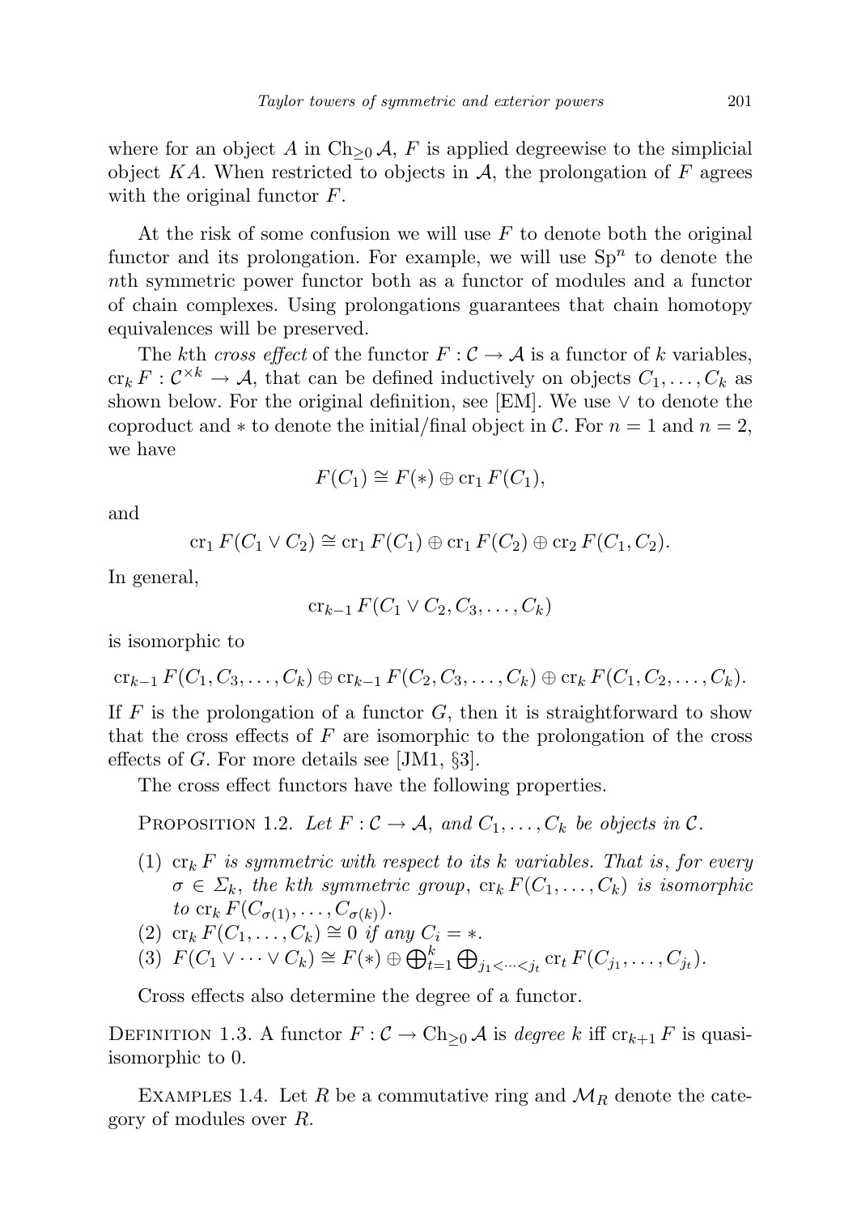where for an object $A$ in $\mathrm{Ch}_{\geq 0}\,\mathcal{A}$, $F$ is applied degreewise to the simplicial object $KA$. When restricted to objects in $\mathcal{A}$, the prolongation of $F$ agrees with the original functor $F$.

At the risk of some confusion we will use $F$ to denote both the original functor and its prolongation. For example, we will use $\mathrm{Sp}^n$ to denote the $n$th symmetric power functor both as a functor of modules and a functor of chain complexes. Using prolongations guarantees that chain homotopy equivalences will be preserved.

The $k$th *cross effect* of the functor $F : \mathcal{C} \to \mathcal{A}$ is a functor of $k$ variables, $\mathrm{cr}_k F : \mathcal{C}^{\times k} \to \mathcal{A}$, that can be defined inductively on objects $C_1, \ldots, C_k$ as shown below. For the original definition, see [EM]. We use $\vee$ to denote the coproduct and $*$ to denote the initial/final object in $\mathcal{C}$. For $n = 1$ and $n = 2$, we have

$$F(C_1) \cong F(*) \oplus \mathrm{cr}_1 F(C_1),$$

and

$$\mathrm{cr}_1 F(C_1 \vee C_2) \cong \mathrm{cr}_1 F(C_1) \oplus \mathrm{cr}_1 F(C_2) \oplus \mathrm{cr}_2 F(C_1, C_2).$$

In general,

$$\mathrm{cr}_{k-1} F(C_1 \vee C_2, C_3, \ldots, C_k)$$

is isomorphic to

$$\mathrm{cr}_{k-1} F(C_1, C_3, \ldots, C_k) \oplus \mathrm{cr}_{k-1} F(C_2, C_3, \ldots, C_k) \oplus \mathrm{cr}_k F(C_1, C_2, \ldots, C_k).$$

If $F$ is the prolongation of a functor $G$, then it is straightforward to show that the cross effects of $F$ are isomorphic to the prolongation of the cross effects of $G$. For more details see [JM1, §3].

The cross effect functors have the following properties.

Proposition 1.2. *Let $F : \mathcal{C} \to \mathcal{A}$, and $C_1, \ldots, C_k$ be objects in $\mathcal{C}$.*

1. *$\mathrm{cr}_k F$ is symmetric with respect to its $k$ variables. That is, for every $\sigma \in \Sigma_k$, the $k$th symmetric group, $\mathrm{cr}_k F(C_1, \ldots, C_k)$ is isomorphic to $\mathrm{cr}_k F(C_{\sigma(1)}, \ldots, C_{\sigma(k)})$.*
2. *$\mathrm{cr}_k F(C_1, \ldots, C_k) \cong 0$ if any $C_i = *$.*
3. *$F(C_1 \vee \cdots \vee C_k) \cong F(*) \oplus \bigoplus_{t=1}^{k} \bigoplus_{j_1 < \cdots < j_t} \mathrm{cr}_t F(C_{j_1}, \ldots, C_{j_t})$.*

Cross effects also determine the degree of a functor.

Definition 1.3. A functor $F : \mathcal{C} \to \mathrm{Ch}_{\geq 0}\,\mathcal{A}$ is *degree $k$* iff $\mathrm{cr}_{k+1} F$ is quasi-isomorphic to 0.

Examples 1.4. Let $R$ be a commutative ring and $\mathcal{M}_R$ denote the category of modules over $R$.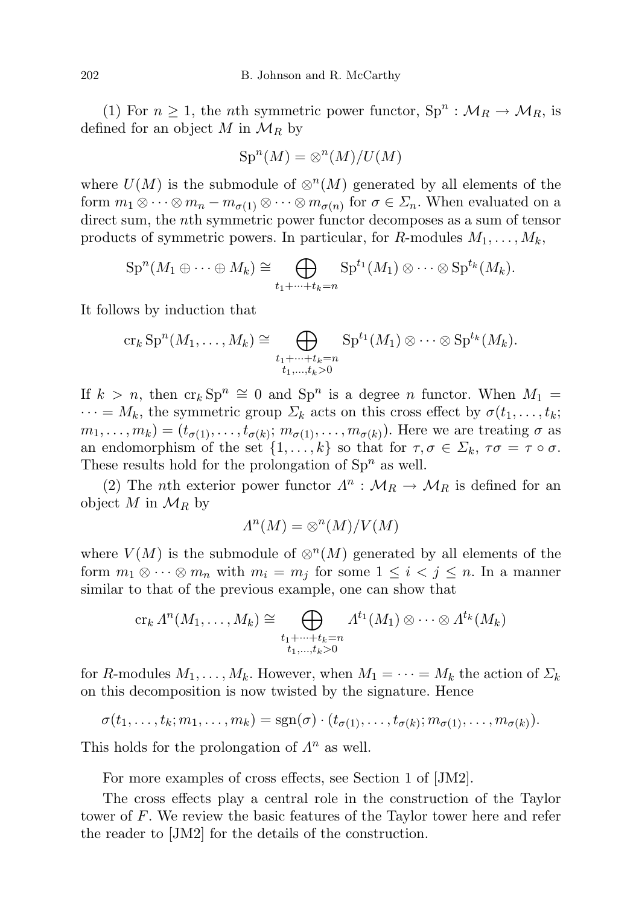(1) For $n \geq 1$, the $n$th symmetric power functor, $\mathrm{Sp}^n : \mathcal{M}_R \to \mathcal{M}_R$, is defined for an object $M$ in $\mathcal{M}_R$ by

$$\mathrm{Sp}^n(M) = \otimes^n(M)/U(M)$$

where $U(M)$ is the submodule of $\otimes^n(M)$ generated by all elements of the form $m_1 \otimes \cdots \otimes m_n - m_{\sigma(1)} \otimes \cdots \otimes m_{\sigma(n)}$ for $\sigma \in \Sigma_n$. When evaluated on a direct sum, the $n$th symmetric power functor decomposes as a sum of tensor products of symmetric powers. In particular, for $R$-modules $M_1, \ldots, M_k$,

$$\mathrm{Sp}^n(M_1 \oplus \cdots \oplus M_k) \cong \bigoplus_{t_1+\cdots+t_k=n} \mathrm{Sp}^{t_1}(M_1) \otimes \cdots \otimes \mathrm{Sp}^{t_k}(M_k).$$

It follows by induction that

$$\mathrm{cr}_k \mathrm{Sp}^n(M_1, \ldots, M_k) \cong \bigoplus_{\substack{t_1+\cdots+t_k=n \\ t_1,\ldots,t_k>0}} \mathrm{Sp}^{t_1}(M_1) \otimes \cdots \otimes \mathrm{Sp}^{t_k}(M_k).$$

If $k > n$, then $\mathrm{cr}_k \mathrm{Sp}^n \cong 0$ and $\mathrm{Sp}^n$ is a degree $n$ functor. When $M_1 = \cdots = M_k$, the symmetric group $\Sigma_k$ acts on this cross effect by $\sigma(t_1, \ldots, t_k; m_1, \ldots, m_k) = (t_{\sigma(1)}, \ldots, t_{\sigma(k)}; m_{\sigma(1)}, \ldots, m_{\sigma(k)})$. Here we are treating $\sigma$ as an endomorphism of the set $\{1, \ldots, k\}$ so that for $\tau, \sigma \in \Sigma_k$, $\tau\sigma = \tau \circ \sigma$. These results hold for the prolongation of $\mathrm{Sp}^n$ as well.

(2) The $n$th exterior power functor $\Lambda^n : \mathcal{M}_R \to \mathcal{M}_R$ is defined for an object $M$ in $\mathcal{M}_R$ by

$$\Lambda^n(M) = \otimes^n(M)/V(M)$$

where $V(M)$ is the submodule of $\otimes^n(M)$ generated by all elements of the form $m_1 \otimes \cdots \otimes m_n$ with $m_i = m_j$ for some $1 \leq i < j \leq n$. In a manner similar to that of the previous example, one can show that

$$\mathrm{cr}_k \Lambda^n(M_1, \ldots, M_k) \cong \bigoplus_{\substack{t_1+\cdots+t_k=n \\ t_1,\ldots,t_k>0}} \Lambda^{t_1}(M_1) \otimes \cdots \otimes \Lambda^{t_k}(M_k)$$

for $R$-modules $M_1, \ldots, M_k$. However, when $M_1 = \cdots = M_k$ the action of $\Sigma_k$ on this decomposition is now twisted by the signature. Hence

$$\sigma(t_1, \ldots, t_k; m_1, \ldots, m_k) = \mathrm{sgn}(\sigma) \cdot (t_{\sigma(1)}, \ldots, t_{\sigma(k)}; m_{\sigma(1)}, \ldots, m_{\sigma(k)}).$$

This holds for the prolongation of $\Lambda^n$ as well.

For more examples of cross effects, see Section 1 of [JM2].

The cross effects play a central role in the construction of the Taylor tower of $F$. We review the basic features of the Taylor tower here and refer the reader to [JM2] for the details of the construction.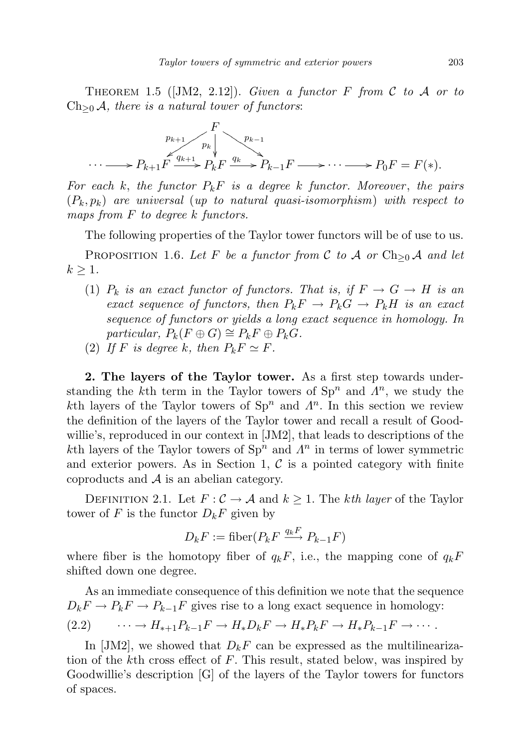THEOREM 1.5 ([JM2, 2.12]). *Given a functor $F$ from $\mathcal{C}$ to $\mathcal{A}$ or to $\mathrm{Ch}_{\geq 0}\mathcal{A}$, there is a natural tower of functors*:

$$
\begin{array}{ccccccccc}
 & & & & F & & & & \\
 & & & \swarrow^{p_{k+1}} & \downarrow^{p_k} & \searrow^{p_{k-1}} & & & \\
\cdots \longrightarrow & & P_{k+1}F & \xrightarrow{q_{k+1}} & P_kF & \xrightarrow{q_k} & P_{k-1}F & \longrightarrow \cdots \longrightarrow & P_0F = F(*).
\end{array}
$$

*For each $k$, the functor $P_kF$ is a degree $k$ functor. Moreover*, *the pairs* $(P_k, p_k)$ *are universal* (*up to natural quasi-isomorphism*) *with respect to maps from $F$ to degree $k$ functors.*

The following properties of the Taylor tower functors will be of use to us.

PROPOSITION 1.6. *Let $F$ be a functor from $\mathcal{C}$ to $\mathcal{A}$ or $\mathrm{Ch}_{\geq 0}\mathcal{A}$ and let $k \geq 1$.*

1. *$P_k$ is an exact functor of functors. That is, if $F \to G \to H$ is an exact sequence of functors, then $P_kF \to P_kG \to P_kH$ is an exact sequence of functors or yields a long exact sequence in homology. In particular, $P_k(F \oplus G) \cong P_kF \oplus P_kG$.*
2. *If $F$ is degree $k$, then $P_kF \simeq F$.*

**2. The layers of the Taylor tower.** As a first step towards understanding the $k$th term in the Taylor towers of $\mathrm{Sp}^n$ and $\Lambda^n$, we study the $k$th layers of the Taylor towers of $\mathrm{Sp}^n$ and $\Lambda^n$. In this section we review the definition of the layers of the Taylor tower and recall a result of Goodwillie's, reproduced in our context in [JM2], that leads to descriptions of the $k$th layers of the Taylor towers of $\mathrm{Sp}^n$ and $\Lambda^n$ in terms of lower symmetric and exterior powers. As in Section 1, $\mathcal{C}$ is a pointed category with finite coproducts and $\mathcal{A}$ is an abelian category.

DEFINITION 2.1. Let $F : \mathcal{C} \to \mathcal{A}$ and $k \geq 1$. The *kth layer* of the Taylor tower of $F$ is the functor $D_kF$ given by

$$D_kF := \mathrm{fiber}(P_kF \xrightarrow{q_kF} P_{k-1}F)$$

where fiber is the homotopy fiber of $q_kF$, i.e., the mapping cone of $q_kF$ shifted down one degree.

As an immediate consequence of this definition we note that the sequence $D_kF \to P_kF \to P_{k-1}F$ gives rise to a long exact sequence in homology:

$$\cdots \to H_{*+1}P_{k-1}F \to H_*D_kF \to H_*P_kF \to H_*P_{k-1}F \to \cdots. \tag{2.2}$$

In [JM2], we showed that $D_kF$ can be expressed as the multilinearization of the $k$th cross effect of $F$. This result, stated below, was inspired by Goodwillie's description [G] of the layers of the Taylor towers for functors of spaces.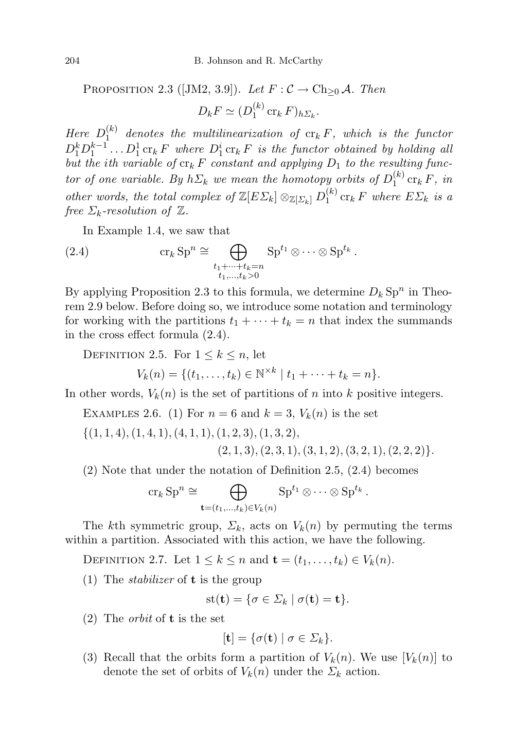Proposition 2.3 ([JM2, 3.9]). *Let $F : \mathcal{C} \to \mathrm{Ch}_{\geq 0}\,\mathcal{A}$. Then*

$$D_k F \simeq (D_1^{(k)} \operatorname{cr}_k F)_{h\Sigma_k}.$$

*Here $D_1^{(k)}$ denotes the multilinearization of $\operatorname{cr}_k F$, which is the functor $D_1^k D_1^{k-1} \dots D_1^1 \operatorname{cr}_k F$ where $D_1^i \operatorname{cr}_k F$ is the functor obtained by holding all but the ith variable of $\operatorname{cr}_k F$ constant and applying $D_1$ to the resulting functor of one variable. By $h\Sigma_k$ we mean the homotopy orbits of $D_1^{(k)} \operatorname{cr}_k F$, in other words, the total complex of $\mathbb{Z}[E\Sigma_k] \otimes_{\mathbb{Z}[\Sigma_k]} D_1^{(k)} \operatorname{cr}_k F$ where $E\Sigma_k$ is a free $\Sigma_k$-resolution of $\mathbb{Z}$.*

In Example 1.4, we saw that

$$\operatorname{cr}_k \mathrm{Sp}^n \cong \bigoplus_{\substack{t_1+\dots+t_k=n \\ t_1,\dots,t_k>0}} \mathrm{Sp}^{t_1} \otimes \dots \otimes \mathrm{Sp}^{t_k}. \tag{2.4}$$

By applying Proposition 2.3 to this formula, we determine $D_k \mathrm{Sp}^n$ in Theorem 2.9 below. Before doing so, we introduce some notation and terminology for working with the partitions $t_1 + \dots + t_k = n$ that index the summands in the cross effect formula (2.4).

Definition 2.5. For $1 \leq k \leq n$, let

$$V_k(n) = \{(t_1, \dots, t_k) \in \mathbb{N}^{\times k} \mid t_1 + \dots + t_k = n\}.$$

In other words, $V_k(n)$ is the set of partitions of $n$ into $k$ positive integers.

Examples 2.6. (1) For $n = 6$ and $k = 3$, $V_k(n)$ is the set

$$\{(1,1,4), (1,4,1), (4,1,1), (1,2,3), (1,3,2), \\ (2,1,3), (2,3,1), (3,1,2), (3,2,1), (2,2,2)\}.$$

(2) Note that under the notation of Definition 2.5, (2.4) becomes

$$\operatorname{cr}_k \mathrm{Sp}^n \cong \bigoplus_{\mathbf{t}=(t_1,\dots,t_k) \in V_k(n)} \mathrm{Sp}^{t_1} \otimes \dots \otimes \mathrm{Sp}^{t_k}.$$

The $k$th symmetric group, $\Sigma_k$, acts on $V_k(n)$ by permuting the terms within a partition. Associated with this action, we have the following.

Definition 2.7. Let $1 \leq k \leq n$ and $\mathbf{t} = (t_1, \dots, t_k) \in V_k(n)$.

(1) The *stabilizer* of $\mathbf{t}$ is the group

$$\operatorname{st}(\mathbf{t}) = \{\sigma \in \Sigma_k \mid \sigma(\mathbf{t}) = \mathbf{t}\}.$$

(2) The *orbit* of $\mathbf{t}$ is the set

$$[\mathbf{t}] = \{\sigma(\mathbf{t}) \mid \sigma \in \Sigma_k\}.$$

(3) Recall that the orbits form a partition of $V_k(n)$. We use $[V_k(n)]$ to denote the set of orbits of $V_k(n)$ under the $\Sigma_k$ action.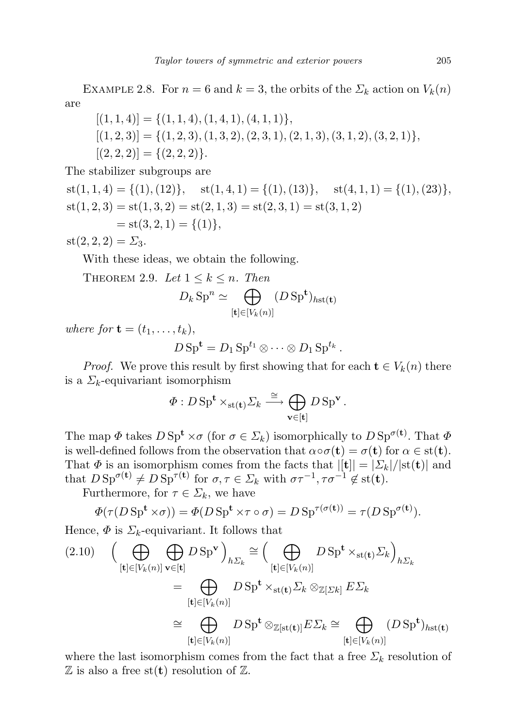Example 2.8. For $n = 6$ and $k = 3$, the orbits of the $\Sigma_k$ action on $V_k(n)$ are

$$
\begin{aligned}
&[(1,1,4)] = \{(1,1,4),(1,4,1),(4,1,1)\},\\
&[(1,2,3)] = \{(1,2,3),(1,3,2),(2,3,1),(2,1,3),(3,1,2),(3,2,1)\},\\
&[(2,2,2)] = \{(2,2,2)\}.
\end{aligned}
$$

The stabilizer subgroups are

$$
\begin{aligned}
&\mathrm{st}(1,1,4) = \{(1),(12)\}, \quad \mathrm{st}(1,4,1) = \{(1),(13)\}, \quad \mathrm{st}(4,1,1) = \{(1),(23)\},\\
&\mathrm{st}(1,2,3) = \mathrm{st}(1,3,2) = \mathrm{st}(2,1,3) = \mathrm{st}(2,3,1) = \mathrm{st}(3,1,2)\\
&\qquad\quad = \mathrm{st}(3,2,1) = \{(1)\},\\
&\mathrm{st}(2,2,2) = \Sigma_3.
\end{aligned}
$$

With these ideas, we obtain the following.

Theorem 2.9. *Let $1 \le k \le n$. Then*

$$
D_k \operatorname{Sp}^n \simeq \bigoplus_{[\mathbf{t}] \in [V_k(n)]} (D \operatorname{Sp}^{\mathbf{t}})_{h\mathrm{st}(\mathbf{t})}
$$

*where for $\mathbf{t} = (t_1, \ldots, t_k)$,*

$$
D \operatorname{Sp}^{\mathbf{t}} = D_1 \operatorname{Sp}^{t_1} \otimes \cdots \otimes D_1 \operatorname{Sp}^{t_k}.
$$

*Proof.* We prove this result by first showing that for each $\mathbf{t} \in V_k(n)$ there is a $\Sigma_k$-equivariant isomorphism

$$
\Phi : D \operatorname{Sp}^{\mathbf{t}} \times_{\mathrm{st}(\mathbf{t})} \Sigma_k \xrightarrow{\cong} \bigoplus_{\mathbf{v} \in [\mathbf{t}]} D \operatorname{Sp}^{\mathbf{v}}.
$$

The map $\Phi$ takes $D \operatorname{Sp}^{\mathbf{t}} \times \sigma$ (for $\sigma \in \Sigma_k$) isomorphically to $D \operatorname{Sp}^{\sigma(\mathbf{t})}$. That $\Phi$ is well-defined follows from the observation that $\alpha \circ \sigma(\mathbf{t}) = \sigma(\mathbf{t})$ for $\alpha \in \mathrm{st}(\mathbf{t})$. That $\Phi$ is an isomorphism comes from the facts that $|[\mathbf{t}]| = |\Sigma_k|/|\mathrm{st}(\mathbf{t})|$ and that $D \operatorname{Sp}^{\sigma(\mathbf{t})} \neq D \operatorname{Sp}^{\tau(\mathbf{t})}$ for $\sigma, \tau \in \Sigma_k$ with $\sigma\tau^{-1}, \tau\sigma^{-1} \notin \mathrm{st}(\mathbf{t})$.

Furthermore, for $\tau \in \Sigma_k$, we have

$$
\Phi(\tau(D \operatorname{Sp}^{\mathbf{t}} \times \sigma)) = \Phi(D \operatorname{Sp}^{\mathbf{t}} \times \tau \circ \sigma) = D \operatorname{Sp}^{\tau(\sigma(\mathbf{t}))} = \tau(D \operatorname{Sp}^{\sigma(\mathbf{t})}).
$$

Hence, $\Phi$ is $\Sigma_k$-equivariant. It follows that

$$
\begin{aligned}
(2.10) \quad \Big( \bigoplus_{[\mathbf{t}] \in [V_k(n)]} \bigoplus_{\mathbf{v} \in [\mathbf{t}]} D \operatorname{Sp}^{\mathbf{v}} \Big)_{h\Sigma_k} &\cong \Big( \bigoplus_{[\mathbf{t}] \in [V_k(n)]} D \operatorname{Sp}^{\mathbf{t}} \times_{\mathrm{st}(\mathbf{t})} \Sigma_k \Big)_{h\Sigma_k}\\
&= \bigoplus_{[\mathbf{t}] \in [V_k(n)]} D \operatorname{Sp}^{\mathbf{t}} \times_{\mathrm{st}(\mathbf{t})} \Sigma_k \otimes_{\mathbb{Z}[\Sigma k]} E\Sigma_k\\
&\cong \bigoplus_{[\mathbf{t}] \in [V_k(n)]} D \operatorname{Sp}^{\mathbf{t}} \otimes_{\mathbb{Z}[\mathrm{st}(\mathbf{t})]} E\Sigma_k \cong \bigoplus_{[\mathbf{t}] \in [V_k(n)]} (D \operatorname{Sp}^{\mathbf{t}})_{h\mathrm{st}(\mathbf{t})}
\end{aligned}
$$

where the last isomorphism comes from the fact that a free $\Sigma_k$ resolution of $\mathbb{Z}$ is also a free $\mathrm{st}(\mathbf{t})$ resolution of $\mathbb{Z}$.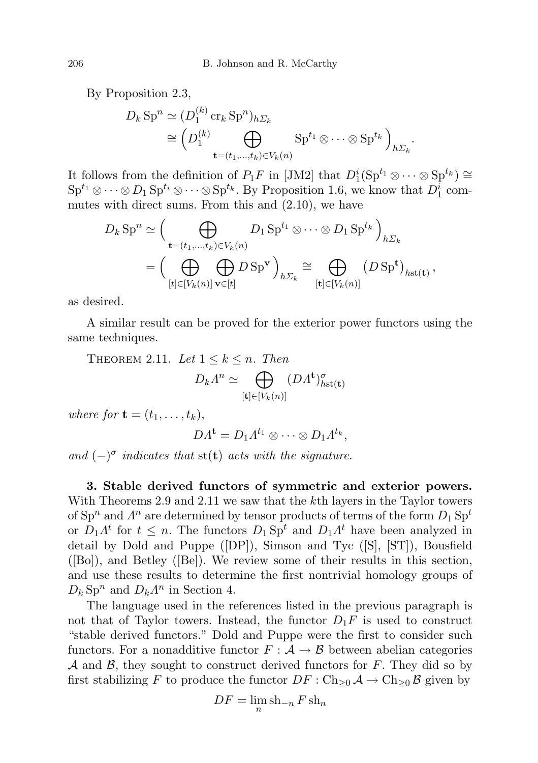By Proposition 2.3,

$$
\begin{aligned}
D_k \operatorname{Sp}^n &\simeq (D_1^{(k)} \operatorname{cr}_k \operatorname{Sp}^n)_{h\Sigma_k} \\
&\cong \Big( D_1^{(k)} \bigoplus_{\mathbf{t}=(t_1,\dots,t_k)\in V_k(n)} \operatorname{Sp}^{t_1} \otimes \dots \otimes \operatorname{Sp}^{t_k} \Big)_{h\Sigma_k}.
\end{aligned}
$$

It follows from the definition of $P_1 F$ in [JM2] that $D_1^i(\operatorname{Sp}^{t_1} \otimes \dots \otimes \operatorname{Sp}^{t_k}) \cong \operatorname{Sp}^{t_1} \otimes \dots \otimes D_1 \operatorname{Sp}^{t_i} \otimes \dots \otimes \operatorname{Sp}^{t_k}$. By Proposition 1.6, we know that $D_1^i$ commutes with direct sums. From this and (2.10), we have

$$
\begin{aligned}
D_k \operatorname{Sp}^n &\simeq \Big( \bigoplus_{\mathbf{t}=(t_1,\dots,t_k)\in V_k(n)} D_1 \operatorname{Sp}^{t_1} \otimes \dots \otimes D_1 \operatorname{Sp}^{t_k} \Big)_{h\Sigma_k} \\
&= \Big( \bigoplus_{[t]\in[V_k(n)]} \bigoplus_{\mathbf{v}\in[t]} D \operatorname{Sp}^{\mathbf{v}} \Big)_{h\Sigma_k} \cong \bigoplus_{[\mathbf{t}]\in[V_k(n)]} \big(D \operatorname{Sp}^{\mathbf{t}}\big)_{h\operatorname{st}(\mathbf{t})},
\end{aligned}
$$

as desired.

A similar result can be proved for the exterior power functors using the same techniques.

THEOREM 2.11. *Let $1 \le k \le n$. Then*

$$
D_k \Lambda^n \simeq \bigoplus_{[\mathbf{t}]\in[V_k(n)]} (D\Lambda^{\mathbf{t}})^{\sigma}_{h\operatorname{st}(\mathbf{t})}
$$

*where for $\mathbf{t} = (t_1, \dots, t_k)$,*

$$
D\Lambda^{\mathbf{t}} = D_1 \Lambda^{t_1} \otimes \dots \otimes D_1 \Lambda^{t_k},
$$

*and $(-)^{\sigma}$ indicates that $\operatorname{st}(\mathbf{t})$ acts with the signature.*

**3. Stable derived functors of symmetric and exterior powers.** With Theorems 2.9 and 2.11 we saw that the $k$th layers in the Taylor towers of $\operatorname{Sp}^n$ and $\Lambda^n$ are determined by tensor products of terms of the form $D_1 \operatorname{Sp}^t$ or $D_1 \Lambda^t$ for $t \le n$. The functors $D_1 \operatorname{Sp}^t$ and $D_1 \Lambda^t$ have been analyzed in detail by Dold and Puppe ([DP]), Simson and Tyc ([S], [ST]), Bousfield ([Bo]), and Betley ([Be]). We review some of their results in this section, and use these results to determine the first nontrivial homology groups of $D_k \operatorname{Sp}^n$ and $D_k \Lambda^n$ in Section 4.

The language used in the references listed in the previous paragraph is not that of Taylor towers. Instead, the functor $D_1 F$ is used to construct "stable derived functors." Dold and Puppe were the first to consider such functors. For a nonadditive functor $F : \mathcal{A} \to \mathcal{B}$ between abelian categories $\mathcal{A}$ and $\mathcal{B}$, they sought to construct derived functors for $F$. They did so by first stabilizing $F$ to produce the functor $DF : \operatorname{Ch}_{\ge 0} \mathcal{A} \to \operatorname{Ch}_{\ge 0} \mathcal{B}$ given by

$$
DF = \lim_{n} \operatorname{sh}_{-n} F \operatorname{sh}_n
$$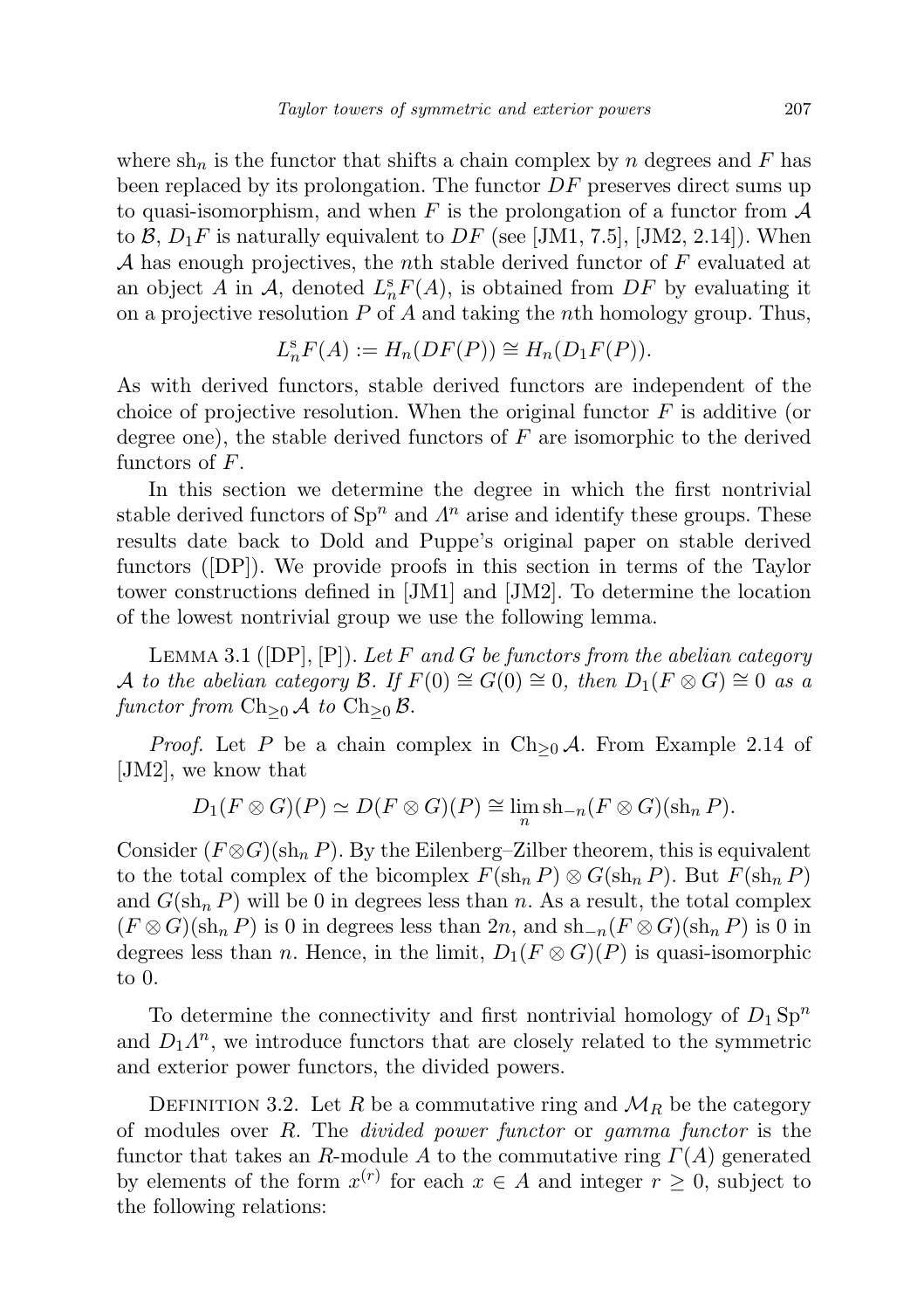where $\mathrm{sh}_n$ is the functor that shifts a chain complex by $n$ degrees and $F$ has been replaced by its prolongation. The functor $DF$ preserves direct sums up to quasi-isomorphism, and when $F$ is the prolongation of a functor from $\mathcal{A}$ to $\mathcal{B}$, $D_1F$ is naturally equivalent to $DF$ (see [JM1, 7.5], [JM2, 2.14]). When $\mathcal{A}$ has enough projectives, the $n$th stable derived functor of $F$ evaluated at an object $A$ in $\mathcal{A}$, denoted $L_n^{\mathrm{s}}F(A)$, is obtained from $DF$ by evaluating it on a projective resolution $P$ of $A$ and taking the $n$th homology group. Thus,

$$L_n^{\mathrm{s}}F(A) := H_n(DF(P)) \cong H_n(D_1F(P)).$$

As with derived functors, stable derived functors are independent of the choice of projective resolution. When the original functor $F$ is additive (or degree one), the stable derived functors of $F$ are isomorphic to the derived functors of $F$.

In this section we determine the degree in which the first nontrivial stable derived functors of $\mathrm{Sp}^n$ and $\Lambda^n$ arise and identify these groups. These results date back to Dold and Puppe's original paper on stable derived functors ([DP]). We provide proofs in this section in terms of the Taylor tower constructions defined in [JM1] and [JM2]. To determine the location of the lowest nontrivial group we use the following lemma.

Lemma 3.1 ([DP], [P]). *Let $F$ and $G$ be functors from the abelian category $\mathcal{A}$ to the abelian category $\mathcal{B}$. If $F(0) \cong G(0) \cong 0$, then $D_1(F \otimes G) \cong 0$ as a functor from $\mathrm{Ch}_{\geq 0}\mathcal{A}$ to $\mathrm{Ch}_{\geq 0}\mathcal{B}$.*

*Proof.* Let $P$ be a chain complex in $\mathrm{Ch}_{\geq 0}\mathcal{A}$. From Example 2.14 of [JM2], we know that

$$D_1(F \otimes G)(P) \simeq D(F \otimes G)(P) \cong \lim_n \mathrm{sh}_{-n}(F \otimes G)(\mathrm{sh}_n P).$$

Consider $(F \otimes G)(\mathrm{sh}_n P)$. By the Eilenberg–Zilber theorem, this is equivalent to the total complex of the bicomplex $F(\mathrm{sh}_n P) \otimes G(\mathrm{sh}_n P)$. But $F(\mathrm{sh}_n P)$ and $G(\mathrm{sh}_n P)$ will be 0 in degrees less than $n$. As a result, the total complex $(F \otimes G)(\mathrm{sh}_n P)$ is 0 in degrees less than $2n$, and $\mathrm{sh}_{-n}(F \otimes G)(\mathrm{sh}_n P)$ is 0 in degrees less than $n$. Hence, in the limit, $D_1(F \otimes G)(P)$ is quasi-isomorphic to 0.

To determine the connectivity and first nontrivial homology of $D_1\,\mathrm{Sp}^n$ and $D_1\Lambda^n$, we introduce functors that are closely related to the symmetric and exterior power functors, the divided powers.

Definition 3.2. Let $R$ be a commutative ring and $\mathcal{M}_R$ be the category of modules over $R$. The *divided power functor* or *gamma functor* is the functor that takes an $R$-module $A$ to the commutative ring $\Gamma(A)$ generated by elements of the form $x^{(r)}$ for each $x \in A$ and integer $r \geq 0$, subject to the following relations: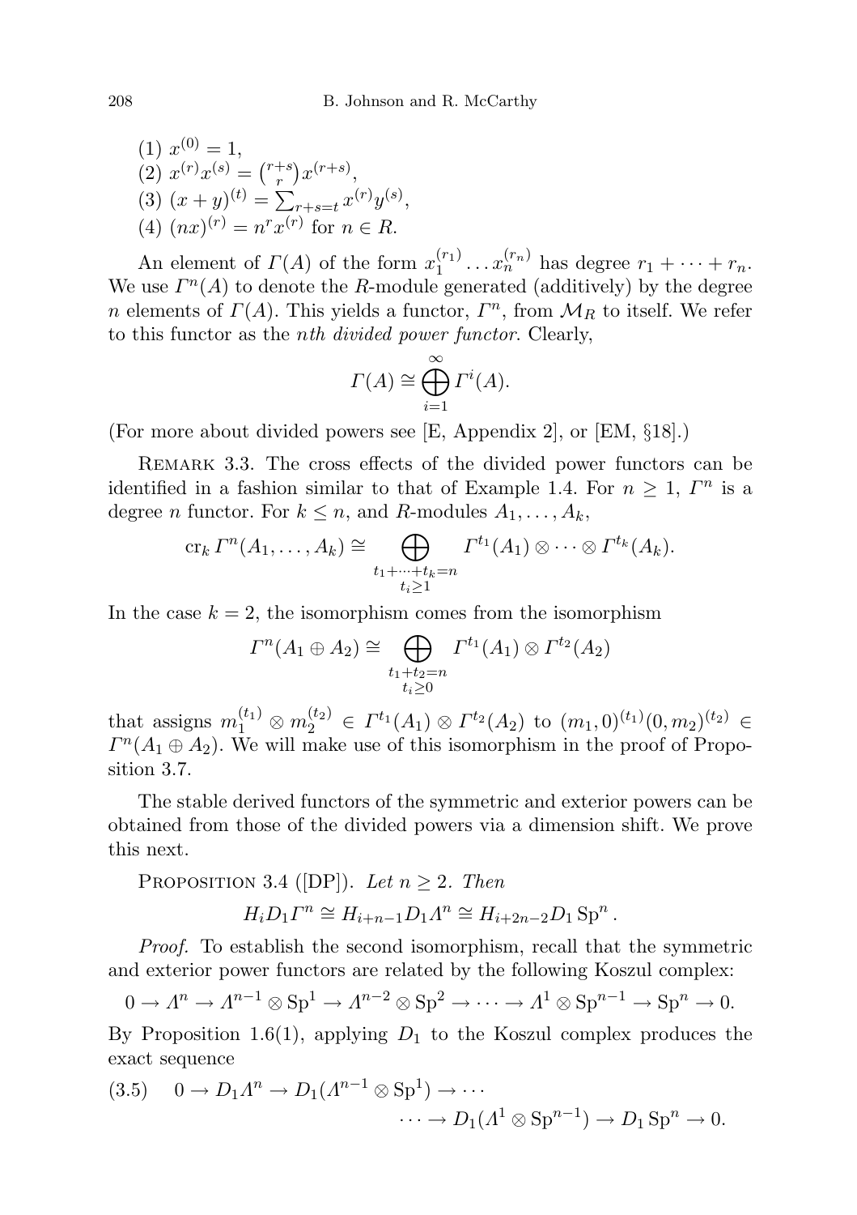(1) $x^{(0)} = 1$,
(2) $x^{(r)}x^{(s)} = \binom{r+s}{r} x^{(r+s)}$,
(3) $(x+y)^{(t)} = \sum_{r+s=t} x^{(r)}y^{(s)}$,
(4) $(nx)^{(r)} = n^r x^{(r)}$ for $n \in R$.

An element of $\Gamma(A)$ of the form $x_1^{(r_1)} \dots x_n^{(r_n)}$ has degree $r_1 + \dots + r_n$. We use $\Gamma^n(A)$ to denote the $R$-module generated (additively) by the degree $n$ elements of $\Gamma(A)$. This yields a functor, $\Gamma^n$, from $\mathcal{M}_R$ to itself. We refer to this functor as the *nth divided power functor*. Clearly,

$$\Gamma(A) \cong \bigoplus_{i=1}^{\infty} \Gamma^i(A).$$

(For more about divided powers see [E, Appendix 2], or [EM, §18].)

Remark 3.3. The cross effects of the divided power functors can be identified in a fashion similar to that of Example 1.4. For $n \geq 1$, $\Gamma^n$ is a degree $n$ functor. For $k \leq n$, and $R$-modules $A_1, \dots, A_k$,

$$\mathrm{cr}_k\, \Gamma^n(A_1, \dots, A_k) \cong \bigoplus_{\substack{t_1+\dots+t_k=n \\ t_i \geq 1}} \Gamma^{t_1}(A_1) \otimes \dots \otimes \Gamma^{t_k}(A_k).$$

In the case $k = 2$, the isomorphism comes from the isomorphism

$$\Gamma^n(A_1 \oplus A_2) \cong \bigoplus_{\substack{t_1+t_2=n \\ t_i \geq 0}} \Gamma^{t_1}(A_1) \otimes \Gamma^{t_2}(A_2)$$

that assigns $m_1^{(t_1)} \otimes m_2^{(t_2)} \in \Gamma^{t_1}(A_1) \otimes \Gamma^{t_2}(A_2)$ to $(m_1, 0)^{(t_1)}(0, m_2)^{(t_2)} \in \Gamma^n(A_1 \oplus A_2)$. We will make use of this isomorphism in the proof of Proposition 3.7.

The stable derived functors of the symmetric and exterior powers can be obtained from those of the divided powers via a dimension shift. We prove this next.

Proposition 3.4 ([DP]). *Let $n \geq 2$. Then*

$$H_i D_1 \Gamma^n \cong H_{i+n-1} D_1 \Lambda^n \cong H_{i+2n-2} D_1 \,\mathrm{Sp}^n.$$

*Proof.* To establish the second isomorphism, recall that the symmetric and exterior power functors are related by the following Koszul complex:

$$0 \to \Lambda^n \to \Lambda^{n-1} \otimes \mathrm{Sp}^1 \to \Lambda^{n-2} \otimes \mathrm{Sp}^2 \to \dots \to \Lambda^1 \otimes \mathrm{Sp}^{n-1} \to \mathrm{Sp}^n \to 0.$$

By Proposition 1.6(1), applying $D_1$ to the Koszul complex produces the exact sequence

$$\begin{aligned}(3.5) \quad 0 \to D_1\Lambda^n \to D_1(\Lambda^{n-1} \otimes \mathrm{Sp}^1) \to \dots \\ \dots \to D_1(\Lambda^1 \otimes \mathrm{Sp}^{n-1}) \to D_1\,\mathrm{Sp}^n \to 0.\end{aligned}$$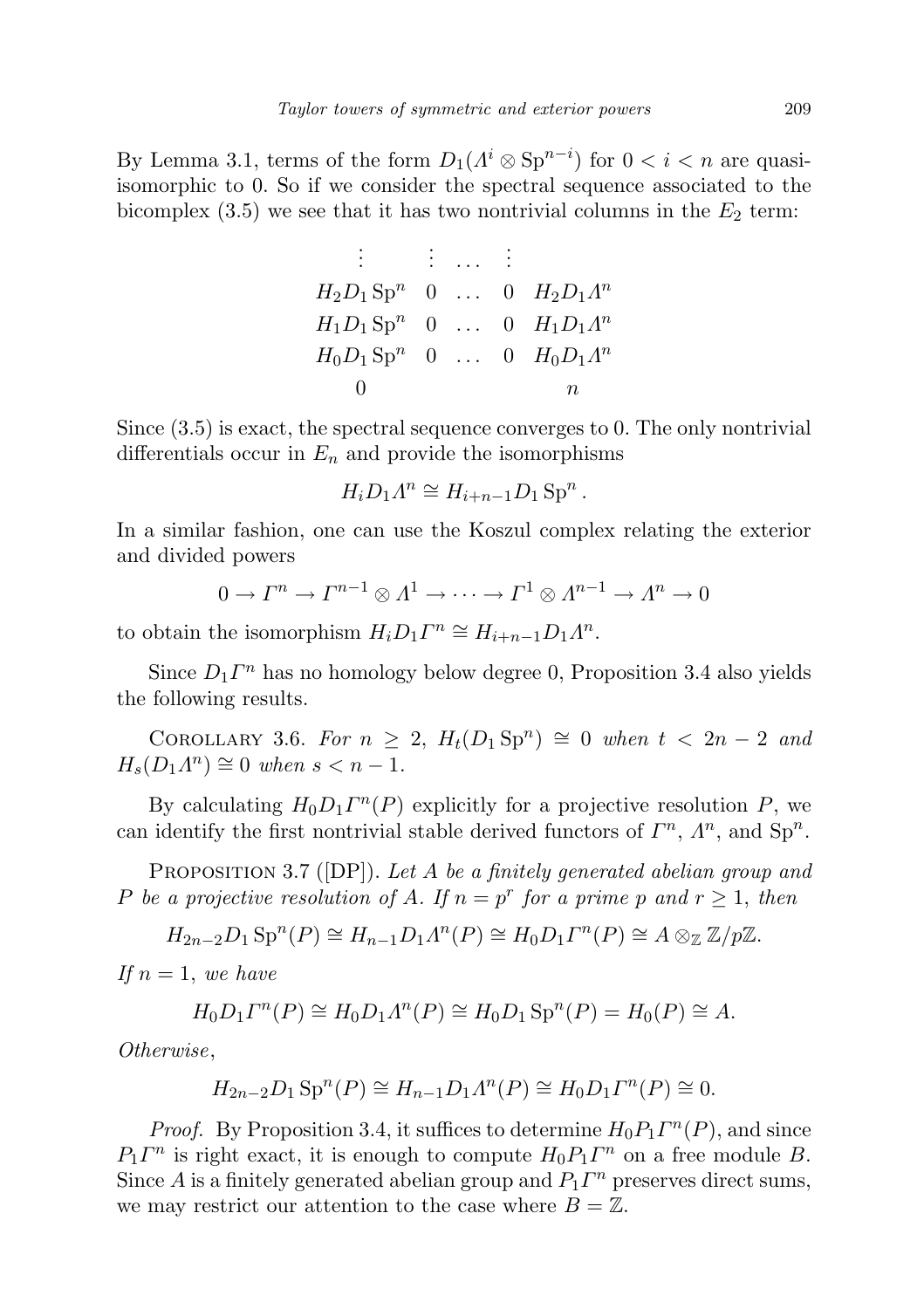By Lemma 3.1, terms of the form $D_1(\Lambda^i \otimes \mathrm{Sp}^{n-i})$ for $0 < i < n$ are quasi-isomorphic to 0. So if we consider the spectral sequence associated to the bicomplex (3.5) we see that it has two nontrivial columns in the $E_2$ term:

$$
\begin{array}{cccc}
\vdots & \vdots & \dots & \vdots \\
H_2 D_1 \mathrm{Sp}^n & 0 & \dots & 0 \quad H_2 D_1 \Lambda^n \\
H_1 D_1 \mathrm{Sp}^n & 0 & \dots & 0 \quad H_1 D_1 \Lambda^n \\
H_0 D_1 \mathrm{Sp}^n & 0 & \dots & 0 \quad H_0 D_1 \Lambda^n \\
0 & & & n
\end{array}
$$

Since (3.5) is exact, the spectral sequence converges to 0. The only nontrivial differentials occur in $E_n$ and provide the isomorphisms

$$H_i D_1 \Lambda^n \cong H_{i+n-1} D_1 \mathrm{Sp}^n \,.$$

In a similar fashion, one can use the Koszul complex relating the exterior and divided powers

$$0 \to \Gamma^n \to \Gamma^{n-1} \otimes \Lambda^1 \to \cdots \to \Gamma^1 \otimes \Lambda^{n-1} \to \Lambda^n \to 0$$

to obtain the isomorphism $H_i D_1 \Gamma^n \cong H_{i+n-1} D_1 \Lambda^n$.

Since $D_1 \Gamma^n$ has no homology below degree 0, Proposition 3.4 also yields the following results.

Corollary 3.6. *For $n \geq 2$, $H_t(D_1 \mathrm{Sp}^n) \cong 0$ when $t < 2n-2$ and $H_s(D_1 \Lambda^n) \cong 0$ when $s < n-1$.*

By calculating $H_0 D_1 \Gamma^n(P)$ explicitly for a projective resolution $P$, we can identify the first nontrivial stable derived functors of $\Gamma^n$, $\Lambda^n$, and $\mathrm{Sp}^n$.

Proposition 3.7 ([DP]). *Let $A$ be a finitely generated abelian group and $P$ be a projective resolution of $A$. If $n = p^r$ for a prime $p$ and $r \geq 1$, then*

$$H_{2n-2} D_1 \mathrm{Sp}^n(P) \cong H_{n-1} D_1 \Lambda^n(P) \cong H_0 D_1 \Gamma^n(P) \cong A \otimes_{\mathbb{Z}} \mathbb{Z}/p\mathbb{Z}.$$

*If $n = 1$, we have*

$$H_0 D_1 \Gamma^n(P) \cong H_0 D_1 \Lambda^n(P) \cong H_0 D_1 \mathrm{Sp}^n(P) = H_0(P) \cong A.$$

*Otherwise*,

$$H_{2n-2} D_1 \mathrm{Sp}^n(P) \cong H_{n-1} D_1 \Lambda^n(P) \cong H_0 D_1 \Gamma^n(P) \cong 0.$$

*Proof.* By Proposition 3.4, it suffices to determine $H_0 P_1 \Gamma^n(P)$, and since $P_1 \Gamma^n$ is right exact, it is enough to compute $H_0 P_1 \Gamma^n$ on a free module $B$. Since $A$ is a finitely generated abelian group and $P_1 \Gamma^n$ preserves direct sums, we may restrict our attention to the case where $B = \mathbb{Z}$.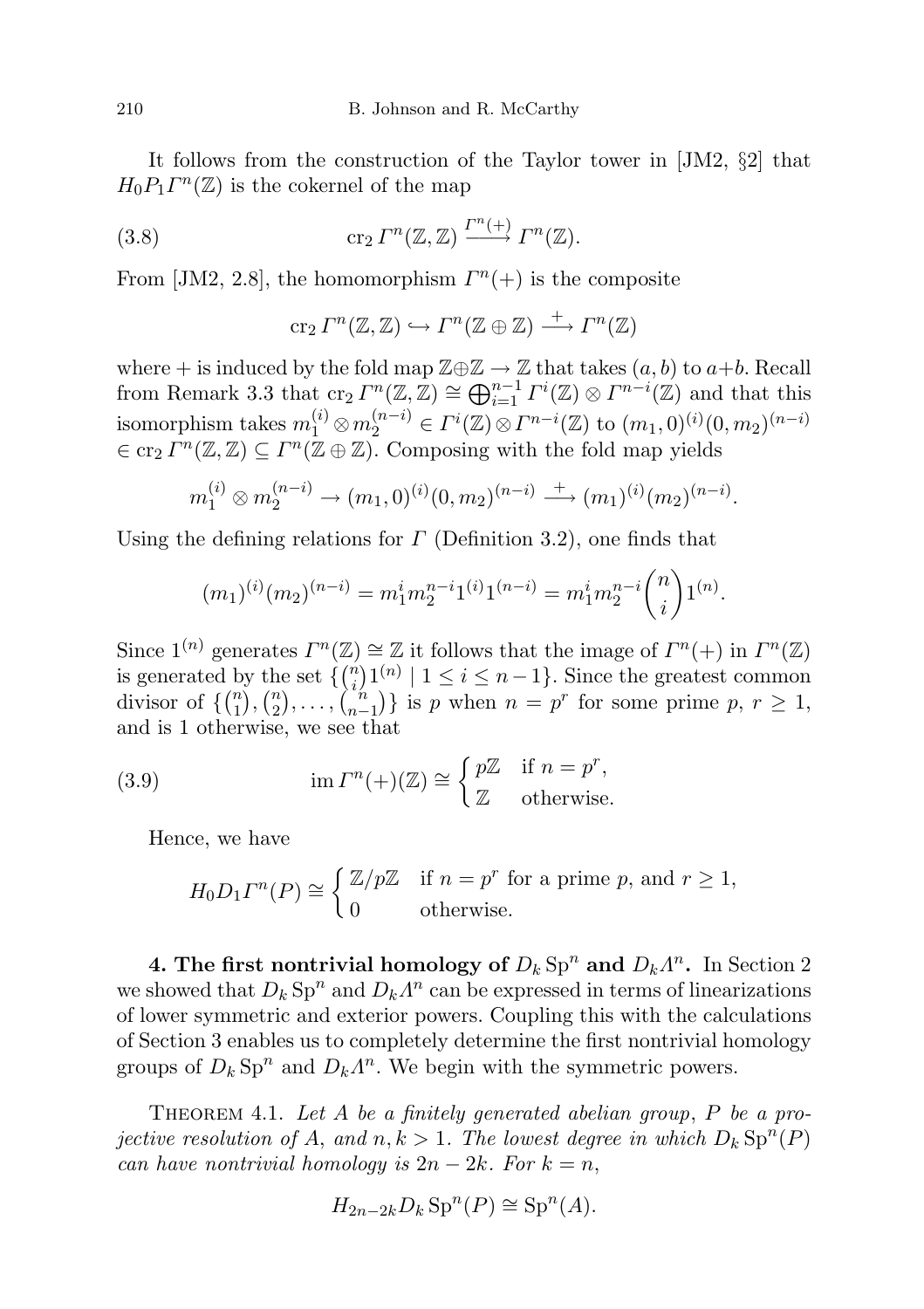It follows from the construction of the Taylor tower in [JM2, §2] that $H_0 P_1 \Gamma^n(\mathbb{Z})$ is the cokernel of the map

$$\operatorname{cr}_2 \Gamma^n(\mathbb{Z},\mathbb{Z}) \xrightarrow{\Gamma^n(+)} \Gamma^n(\mathbb{Z}). \tag{3.8}$$

From [JM2, 2.8], the homomorphism $\Gamma^n(+)$ is the composite

$$\operatorname{cr}_2 \Gamma^n(\mathbb{Z},\mathbb{Z}) \hookrightarrow \Gamma^n(\mathbb{Z}\oplus\mathbb{Z}) \xrightarrow{+} \Gamma^n(\mathbb{Z})$$

where $+$ is induced by the fold map $\mathbb{Z}\oplus\mathbb{Z} \to \mathbb{Z}$ that takes $(a,b)$ to $a+b$. Recall from Remark 3.3 that $\operatorname{cr}_2 \Gamma^n(\mathbb{Z},\mathbb{Z}) \cong \bigoplus_{i=1}^{n-1} \Gamma^i(\mathbb{Z}) \otimes \Gamma^{n-i}(\mathbb{Z})$ and that this isomorphism takes $m_1^{(i)} \otimes m_2^{(n-i)} \in \Gamma^i(\mathbb{Z}) \otimes \Gamma^{n-i}(\mathbb{Z})$ to $(m_1,0)^{(i)}(0,m_2)^{(n-i)} \in \operatorname{cr}_2 \Gamma^n(\mathbb{Z},\mathbb{Z}) \subseteq \Gamma^n(\mathbb{Z}\oplus\mathbb{Z})$. Composing with the fold map yields

$$m_1^{(i)} \otimes m_2^{(n-i)} \to (m_1,0)^{(i)}(0,m_2)^{(n-i)} \xrightarrow{+} (m_1)^{(i)}(m_2)^{(n-i)}.$$

Using the defining relations for $\Gamma$ (Definition 3.2), one finds that

$$(m_1)^{(i)}(m_2)^{(n-i)} = m_1^i m_2^{n-i} 1^{(i)} 1^{(n-i)} = m_1^i m_2^{n-i} \binom{n}{i} 1^{(n)}.$$

Since $1^{(n)}$ generates $\Gamma^n(\mathbb{Z}) \cong \mathbb{Z}$ it follows that the image of $\Gamma^n(+)$ in $\Gamma^n(\mathbb{Z})$ is generated by the set $\{\binom{n}{i} 1^{(n)} \mid 1 \le i \le n-1\}$. Since the greatest common divisor of $\{\binom{n}{1}, \binom{n}{2}, \ldots, \binom{n}{n-1}\}$ is $p$ when $n = p^r$ for some prime $p$, $r \ge 1$, and is 1 otherwise, we see that

$$\operatorname{im} \Gamma^n(+)(\mathbb{Z}) \cong \begin{cases} p\mathbb{Z} & \text{if } n = p^r, \\ \mathbb{Z} & \text{otherwise.} \end{cases} \tag{3.9}$$

Hence, we have

$$H_0 D_1 \Gamma^n(P) \cong \begin{cases} \mathbb{Z}/p\mathbb{Z} & \text{if } n = p^r \text{ for a prime } p, \text{ and } r \ge 1, \\ 0 & \text{otherwise.} \end{cases}$$

**4. The first nontrivial homology of $D_k \operatorname{Sp}^n$ and $D_k \Lambda^n$.** In Section 2 we showed that $D_k \operatorname{Sp}^n$ and $D_k \Lambda^n$ can be expressed in terms of linearizations of lower symmetric and exterior powers. Coupling this with the calculations of Section 3 enables us to completely determine the first nontrivial homology groups of $D_k \operatorname{Sp}^n$ and $D_k \Lambda^n$. We begin with the symmetric powers.

Theorem 4.1. *Let $A$ be a finitely generated abelian group, $P$ be a projective resolution of $A$, and $n, k > 1$. The lowest degree in which $D_k \operatorname{Sp}^n(P)$ can have nontrivial homology is $2n - 2k$. For $k = n$,*

$$H_{2n-2k} D_k \operatorname{Sp}^n(P) \cong \operatorname{Sp}^n(A).$$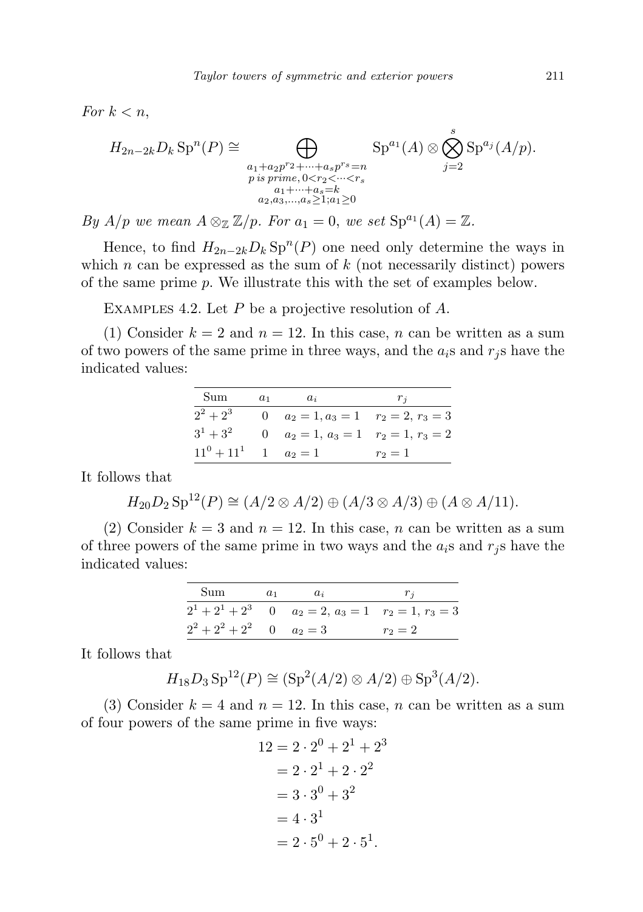*For $k < n$,*

$$H_{2n-2k} D_k \operatorname{Sp}^n(P) \cong \bigoplus_{\substack{a_1 + a_2 p^{r_2} + \cdots + a_s p^{r_s} = n \\ p \text{ is prime},\, 0 < r_2 < \cdots < r_s \\ a_1 + \cdots + a_s = k \\ a_2, a_3, \ldots, a_s \geq 1; a_1 \geq 0}} \operatorname{Sp}^{a_1}(A) \otimes \bigotimes_{j=2}^{s} \operatorname{Sp}^{a_j}(A/p).$$

*By $A/p$ we mean $A \otimes_{\mathbb{Z}} \mathbb{Z}/p$. For $a_1 = 0$, we set $\operatorname{Sp}^{a_1}(A) = \mathbb{Z}$.*

Hence, to find $H_{2n-2k} D_k \operatorname{Sp}^n(P)$ one need only determine the ways in which $n$ can be expressed as the sum of $k$ (not necessarily distinct) powers of the same prime $p$. We illustrate this with the set of examples below.

Examples 4.2. Let $P$ be a projective resolution of $A$.

(1) Consider $k = 2$ and $n = 12$. In this case, $n$ can be written as a sum of two powers of the same prime in three ways, and the $a_i$s and $r_j$s have the indicated values:

| Sum | $a_1$ | $a_i$ | $r_j$ |
|---|---|---|---|
| $2^2 + 2^3$ | 0 | $a_2 = 1, a_3 = 1$ | $r_2 = 2$, $r_3 = 3$ |
| $3^1 + 3^2$ | 0 | $a_2 = 1$, $a_3 = 1$ | $r_2 = 1$, $r_3 = 2$ |
| $11^0 + 11^1$ | 1 | $a_2 = 1$ | $r_2 = 1$ |

It follows that

$$H_{20} D_2 \operatorname{Sp}^{12}(P) \cong (A/2 \otimes A/2) \oplus (A/3 \otimes A/3) \oplus (A \otimes A/11).$$

(2) Consider $k = 3$ and $n = 12$. In this case, $n$ can be written as a sum of three powers of the same prime in two ways and the $a_i$s and $r_j$s have the indicated values:

| Sum | $a_1$ | $a_i$ | $r_j$ |
|---|---|---|---|
| $2^1 + 2^1 + 2^3$ | 0 | $a_2 = 2$, $a_3 = 1$ | $r_2 = 1$, $r_3 = 3$ |
| $2^2 + 2^2 + 2^2$ | 0 | $a_2 = 3$ | $r_2 = 2$ |

It follows that

$$H_{18} D_3 \operatorname{Sp}^{12}(P) \cong (\operatorname{Sp}^2(A/2) \otimes A/2) \oplus \operatorname{Sp}^3(A/2).$$

(3) Consider $k = 4$ and $n = 12$. In this case, $n$ can be written as a sum of four powers of the same prime in five ways:

$$\begin{aligned} 12 &= 2 \cdot 2^0 + 2^1 + 2^3 \\ &= 2 \cdot 2^1 + 2 \cdot 2^2 \\ &= 3 \cdot 3^0 + 3^2 \\ &= 4 \cdot 3^1 \\ &= 2 \cdot 5^0 + 2 \cdot 5^1. \end{aligned}$$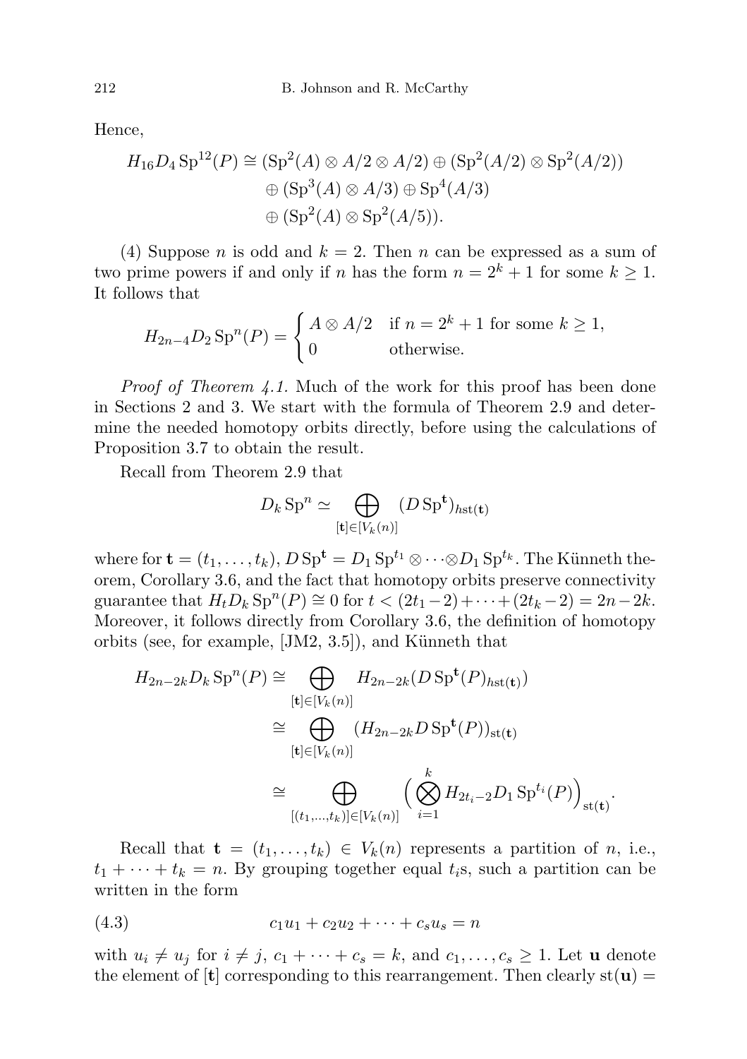Hence,

$$
\begin{aligned}
H_{16} D_4 \operatorname{Sp}^{12}(P) \cong\ & (\operatorname{Sp}^2(A) \otimes A/2 \otimes A/2) \oplus (\operatorname{Sp}^2(A/2) \otimes \operatorname{Sp}^2(A/2)) \\
& \oplus (\operatorname{Sp}^3(A) \otimes A/3) \oplus \operatorname{Sp}^4(A/3) \\
& \oplus (\operatorname{Sp}^2(A) \otimes \operatorname{Sp}^2(A/5)).
\end{aligned}
$$

(4) Suppose $n$ is odd and $k = 2$. Then $n$ can be expressed as a sum of two prime powers if and only if $n$ has the form $n = 2^k + 1$ for some $k \geq 1$. It follows that

$$
H_{2n-4} D_2 \operatorname{Sp}^n(P) = \begin{cases} A \otimes A/2 & \text{if } n = 2^k + 1 \text{ for some } k \geq 1, \\ 0 & \text{otherwise.} \end{cases}
$$

*Proof of Theorem 4.1.* Much of the work for this proof has been done in Sections 2 and 3. We start with the formula of Theorem 2.9 and determine the needed homotopy orbits directly, before using the calculations of Proposition 3.7 to obtain the result.

Recall from Theorem 2.9 that

$$
D_k \operatorname{Sp}^n \simeq \bigoplus_{[\mathbf{t}] \in [V_k(n)]} (D \operatorname{Sp}^{\mathbf{t}})_{h\mathrm{st}(\mathbf{t})}
$$

where for $\mathbf{t} = (t_1, \ldots, t_k)$, $D \operatorname{Sp}^{\mathbf{t}} = D_1 \operatorname{Sp}^{t_1} \otimes \cdots \otimes D_1 \operatorname{Sp}^{t_k}$. The Künneth theorem, Corollary 3.6, and the fact that homotopy orbits preserve connectivity guarantee that $H_t D_k \operatorname{Sp}^n(P) \cong 0$ for $t < (2t_1 - 2) + \cdots + (2t_k - 2) = 2n - 2k$. Moreover, it follows directly from Corollary 3.6, the definition of homotopy orbits (see, for example, [JM2, 3.5]), and Künneth that

$$
\begin{aligned}
H_{2n-2k} D_k \operatorname{Sp}^n(P) &\cong \bigoplus_{[\mathbf{t}] \in [V_k(n)]} H_{2n-2k}(D \operatorname{Sp}^{\mathbf{t}}(P)_{h\mathrm{st}(\mathbf{t})}) \\
&\cong \bigoplus_{[\mathbf{t}] \in [V_k(n)]} (H_{2n-2k} D \operatorname{Sp}^{\mathbf{t}}(P))_{\mathrm{st}(\mathbf{t})} \\
&\cong \bigoplus_{[(t_1, \ldots, t_k)] \in [V_k(n)]} \Big( \bigotimes_{i=1}^{k} H_{2t_i - 2} D_1 \operatorname{Sp}^{t_i}(P) \Big)_{\mathrm{st}(\mathbf{t})}.
\end{aligned}
$$

Recall that $\mathbf{t} = (t_1, \ldots, t_k) \in V_k(n)$ represents a partition of $n$, i.e., $t_1 + \cdots + t_k = n$. By grouping together equal $t_i$s, such a partition can be written in the form

$$
c_1 u_1 + c_2 u_2 + \cdots + c_s u_s = n \tag{4.3}
$$

with $u_i \neq u_j$ for $i \neq j$, $c_1 + \cdots + c_s = k$, and $c_1, \ldots, c_s \geq 1$. Let $\mathbf{u}$ denote the element of $[\mathbf{t}]$ corresponding to this rearrangement. Then clearly $\mathrm{st}(\mathbf{u}) =$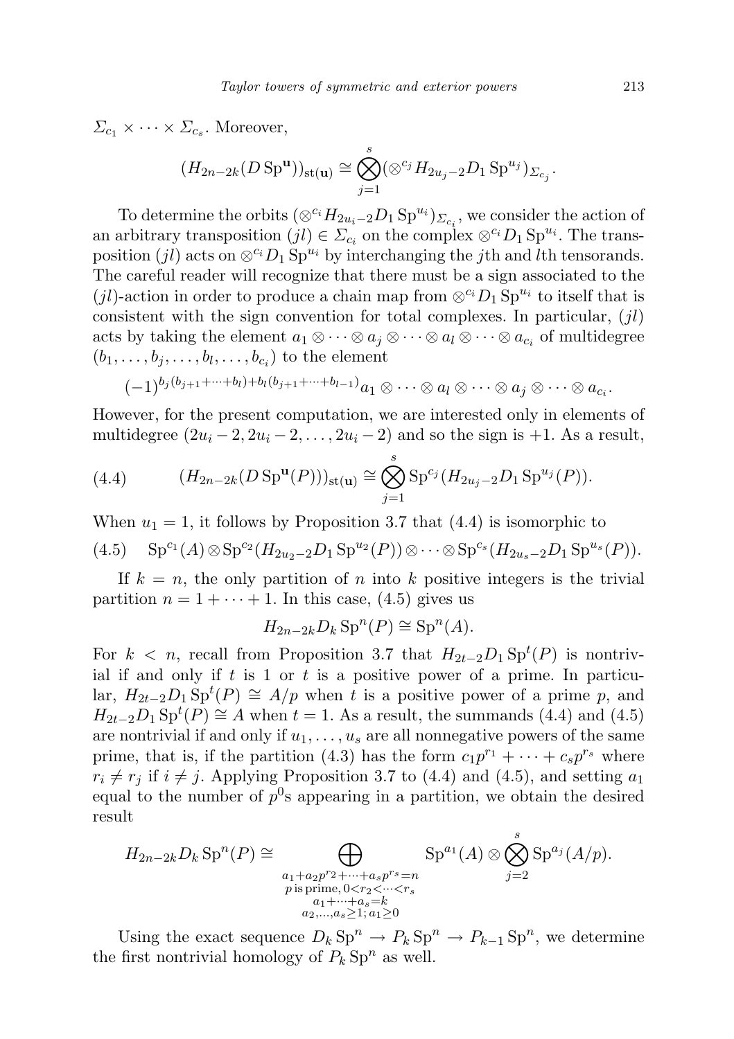$\Sigma_{c_1} \times \cdots \times \Sigma_{c_s}$. Moreover,

$$(H_{2n-2k}(D\,\mathrm{Sp}^{\mathbf{u}}))_{\mathrm{st}(\mathbf{u})} \cong \bigotimes_{j=1}^{s} (\otimes^{c_j} H_{2u_j-2} D_1\,\mathrm{Sp}^{u_j})_{\Sigma_{c_j}}.$$

To determine the orbits $(\otimes^{c_i} H_{2u_i-2} D_1\,\mathrm{Sp}^{u_i})_{\Sigma_{c_i}}$, we consider the action of an arbitrary transposition $(jl) \in \Sigma_{c_i}$ on the complex $\otimes^{c_i} D_1\,\mathrm{Sp}^{u_i}$. The transposition $(jl)$ acts on $\otimes^{c_i} D_1\,\mathrm{Sp}^{u_i}$ by interchanging the $j$th and $l$th tensorands. The careful reader will recognize that there must be a sign associated to the $(jl)$-action in order to produce a chain map from $\otimes^{c_i} D_1\,\mathrm{Sp}^{u_i}$ to itself that is consistent with the sign convention for total complexes. In particular, $(jl)$ acts by taking the element $a_1 \otimes \cdots \otimes a_j \otimes \cdots \otimes a_l \otimes \cdots \otimes a_{c_i}$ of multidegree $(b_1, \ldots, b_j, \ldots, b_l, \ldots, b_{c_i})$ to the element

$$(-1)^{b_j(b_{j+1}+\cdots+b_l)+b_l(b_{j+1}+\cdots+b_{l-1})} a_1 \otimes \cdots \otimes a_l \otimes \cdots \otimes a_j \otimes \cdots \otimes a_{c_i}.$$

However, for the present computation, we are interested only in elements of multidegree $(2u_i-2, 2u_i-2, \ldots, 2u_i-2)$ and so the sign is $+1$. As a result,

$$(H_{2n-2k}(D\,\mathrm{Sp}^{\mathbf{u}}(P)))_{\mathrm{st}(\mathbf{u})} \cong \bigotimes_{j=1}^{s} \mathrm{Sp}^{c_j}(H_{2u_j-2} D_1\,\mathrm{Sp}^{u_j}(P)). \tag{4.4}$$

When $u_1 = 1$, it follows by Proposition 3.7 that (4.4) is isomorphic to

$$\mathrm{Sp}^{c_1}(A) \otimes \mathrm{Sp}^{c_2}(H_{2u_2-2} D_1\,\mathrm{Sp}^{u_2}(P)) \otimes \cdots \otimes \mathrm{Sp}^{c_s}(H_{2u_s-2} D_1\,\mathrm{Sp}^{u_s}(P)). \tag{4.5}$$

If $k = n$, the only partition of $n$ into $k$ positive integers is the trivial partition $n = 1 + \cdots + 1$. In this case, (4.5) gives us

$$H_{2n-2k} D_k\,\mathrm{Sp}^n(P) \cong \mathrm{Sp}^n(A).$$

For $k < n$, recall from Proposition 3.7 that $H_{2t-2} D_1\,\mathrm{Sp}^t(P)$ is nontrivial if and only if $t$ is 1 or $t$ is a positive power of a prime. In particular, $H_{2t-2} D_1\,\mathrm{Sp}^t(P) \cong A/p$ when $t$ is a positive power of a prime $p$, and $H_{2t-2} D_1\,\mathrm{Sp}^t(P) \cong A$ when $t = 1$. As a result, the summands (4.4) and (4.5) are nontrivial if and only if $u_1, \ldots, u_s$ are all nonnegative powers of the same prime, that is, if the partition (4.3) has the form $c_1 p^{r_1} + \cdots + c_s p^{r_s}$ where $r_i \neq r_j$ if $i \neq j$. Applying Proposition 3.7 to (4.4) and (4.5), and setting $a_1$ equal to the number of $p^0$s appearing in a partition, we obtain the desired result

$$H_{2n-2k} D_k\,\mathrm{Sp}^n(P) \cong \bigoplus_{\substack{a_1 + a_2 p^{r_2} + \cdots + a_s p^{r_s} = n \\ p \text{ is prime},\, 0 < r_2 < \cdots < r_s \\ a_1 + \cdots + a_s = k \\ a_2, \ldots, a_s \geq 1;\, a_1 \geq 0}} \mathrm{Sp}^{a_1}(A) \otimes \bigotimes_{j=2}^{s} \mathrm{Sp}^{a_j}(A/p).$$

Using the exact sequence $D_k\,\mathrm{Sp}^n \to P_k\,\mathrm{Sp}^n \to P_{k-1}\,\mathrm{Sp}^n$, we determine the first nontrivial homology of $P_k\,\mathrm{Sp}^n$ as well.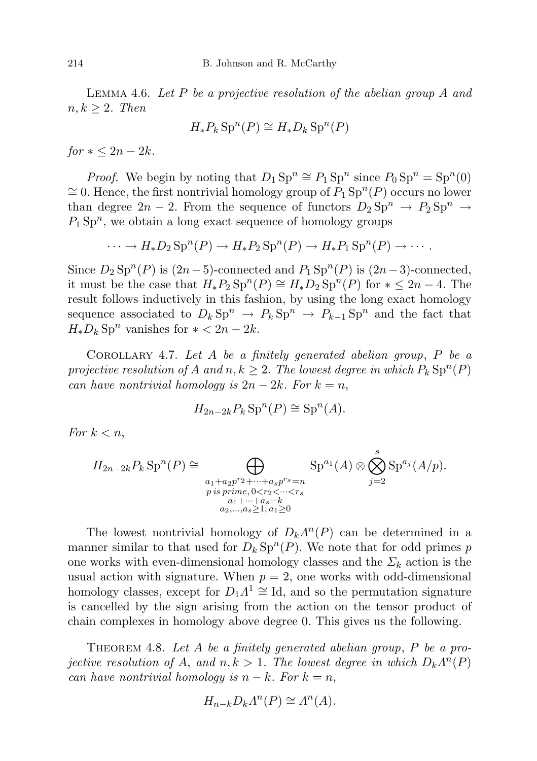Lemma 4.6. *Let $P$ be a projective resolution of the abelian group $A$ and $n,k \geq 2$. Then*

$$H_* P_k \operatorname{Sp}^n(P) \cong H_* D_k \operatorname{Sp}^n(P)$$

*for $* \leq 2n - 2k$.*

*Proof.* We begin by noting that $D_1 \operatorname{Sp}^n \cong P_1 \operatorname{Sp}^n$ since $P_0 \operatorname{Sp}^n = \operatorname{Sp}^n(0) \cong 0$. Hence, the first nontrivial homology group of $P_1 \operatorname{Sp}^n(P)$ occurs no lower than degree $2n-2$. From the sequence of functors $D_2 \operatorname{Sp}^n \to P_2 \operatorname{Sp}^n \to P_1 \operatorname{Sp}^n$, we obtain a long exact sequence of homology groups

$$\cdots \to H_* D_2 \operatorname{Sp}^n(P) \to H_* P_2 \operatorname{Sp}^n(P) \to H_* P_1 \operatorname{Sp}^n(P) \to \cdots.$$

Since $D_2 \operatorname{Sp}^n(P)$ is $(2n-5)$-connected and $P_1 \operatorname{Sp}^n(P)$ is $(2n-3)$-connected, it must be the case that $H_* P_2 \operatorname{Sp}^n(P) \cong H_* D_2 \operatorname{Sp}^n(P)$ for $* \leq 2n-4$. The result follows inductively in this fashion, by using the long exact homology sequence associated to $D_k \operatorname{Sp}^n \to P_k \operatorname{Sp}^n \to P_{k-1} \operatorname{Sp}^n$ and the fact that $H_* D_k \operatorname{Sp}^n$ vanishes for $* < 2n - 2k$.

Corollary 4.7. *Let $A$ be a finitely generated abelian group, $P$ be a projective resolution of $A$ and $n,k \geq 2$. The lowest degree in which $P_k \operatorname{Sp}^n(P)$ can have nontrivial homology is $2n-2k$. For $k = n$,*

$$H_{2n-2k} P_k \operatorname{Sp}^n(P) \cong \operatorname{Sp}^n(A).$$

*For $k < n$,*

$$H_{2n-2k} P_k \operatorname{Sp}^n(P) \cong \bigoplus_{\substack{a_1 + a_2 p^{r_2} + \cdots + a_s p^{r_s} = n \\ p \text{ is prime},\, 0 < r_2 < \cdots < r_s \\ a_1 + \cdots + a_s = k \\ a_2, \ldots, a_s \geq 1;\, a_1 \geq 0}} \operatorname{Sp}^{a_1}(A) \otimes \bigotimes_{j=2}^{s} \operatorname{Sp}^{a_j}(A/p).$$

The lowest nontrivial homology of $D_k \Lambda^n(P)$ can be determined in a manner similar to that used for $D_k \operatorname{Sp}^n(P)$. We note that for odd primes $p$ one works with even-dimensional homology classes and the $\Sigma_k$ action is the usual action with signature. When $p = 2$, one works with odd-dimensional homology classes, except for $D_1 \Lambda^1 \cong \mathrm{Id}$, and so the permutation signature is cancelled by the sign arising from the action on the tensor product of chain complexes in homology above degree 0. This gives us the following.

Theorem 4.8. *Let $A$ be a finitely generated abelian group, $P$ be a projective resolution of $A$, and $n,k > 1$. The lowest degree in which $D_k \Lambda^n(P)$ can have nontrivial homology is $n-k$. For $k = n$,*

$$H_{n-k} D_k \Lambda^n(P) \cong \Lambda^n(A).$$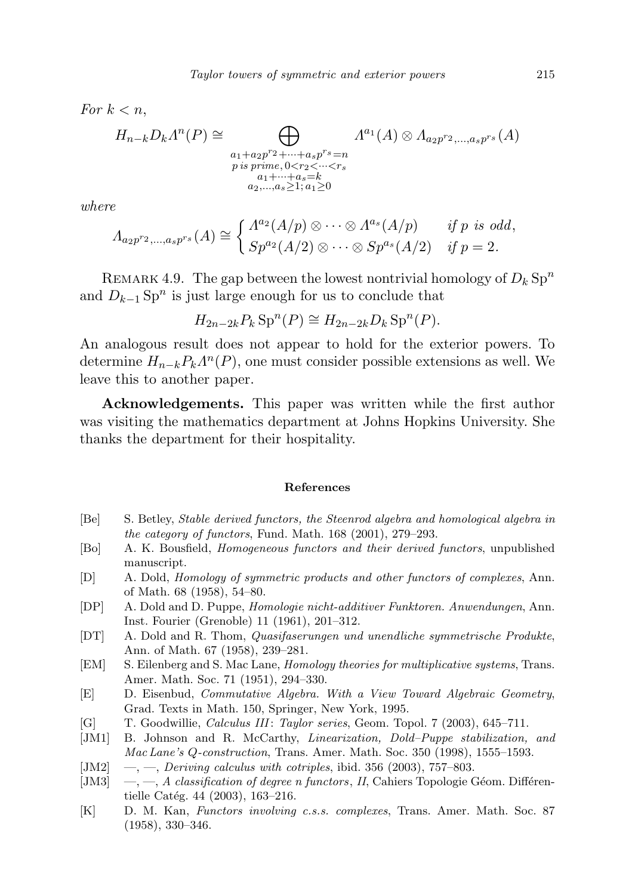*For* $k < n$,

$$H_{n-k} D_k \Lambda^n(P) \cong \bigoplus_{\substack{a_1 + a_2 p^{r_2} + \cdots + a_s p^{r_s} = n \\ p \text{ is prime}, 0 < r_2 < \cdots < r_s \\ a_1 + \cdots + a_s = k \\ a_2, \ldots, a_s \geq 1;\, a_1 \geq 0}} \Lambda^{a_1}(A) \otimes \Lambda_{a_2 p^{r_2}, \ldots, a_s p^{r_s}}(A)$$

*where*

$$\Lambda_{a_2 p^{r_2}, \ldots, a_s p^{r_s}}(A) \cong \begin{cases} \Lambda^{a_2}(A/p) \otimes \cdots \otimes \Lambda^{a_s}(A/p) & \text{if } p \text{ is odd}, \\ Sp^{a_2}(A/2) \otimes \cdots \otimes Sp^{a_s}(A/2) & \text{if } p = 2. \end{cases}$$

Remark 4.9. The gap between the lowest nontrivial homology of $D_k \operatorname{Sp}^n$ and $D_{k-1} \operatorname{Sp}^n$ is just large enough for us to conclude that

$$H_{2n-2k} P_k \operatorname{Sp}^n(P) \cong H_{2n-2k} D_k \operatorname{Sp}^n(P).$$

An analogous result does not appear to hold for the exterior powers. To determine $H_{n-k} P_k \Lambda^n(P)$, one must consider possible extensions as well. We leave this to another paper.

**Acknowledgements.** This paper was written while the first author was visiting the mathematics department at Johns Hopkins University. She thanks the department for their hospitality.

## References

[Be] S. Betley, *Stable derived functors, the Steenrod algebra and homological algebra in the category of functors*, Fund. Math. 168 (2001), 279–293.

[Bo] A. K. Bousfield, *Homogeneous functors and their derived functors*, unpublished manuscript.

[D] A. Dold, *Homology of symmetric products and other functors of complexes*, Ann. of Math. 68 (1958), 54–80.

[DP] A. Dold and D. Puppe, *Homologie nicht-additiver Funktoren. Anwendungen*, Ann. Inst. Fourier (Grenoble) 11 (1961), 201–312.

[DT] A. Dold and R. Thom, *Quasifaserungen und unendliche symmetrische Produkte*, Ann. of Math. 67 (1958), 239–281.

[EM] S. Eilenberg and S. Mac Lane, *Homology theories for multiplicative systems*, Trans. Amer. Math. Soc. 71 (1951), 294–330.

[E] D. Eisenbud, *Commutative Algebra. With a View Toward Algebraic Geometry*, Grad. Texts in Math. 150, Springer, New York, 1995.

[G] T. Goodwillie, *Calculus III: Taylor series*, Geom. Topol. 7 (2003), 645–711.

[JM1] B. Johnson and R. McCarthy, *Linearization, Dold–Puppe stabilization, and Mac Lane's Q-construction*, Trans. Amer. Math. Soc. 350 (1998), 1555–1593.

[JM2] —, —, *Deriving calculus with cotriples*, ibid. 356 (2003), 757–803.

[JM3] —, —, *A classification of degree n functors*, *II*, Cahiers Topologie Géom. Différentielle Catég. 44 (2003), 163–216.

[K] D. M. Kan, *Functors involving c.s.s. complexes*, Trans. Amer. Math. Soc. 87 (1958), 330–346.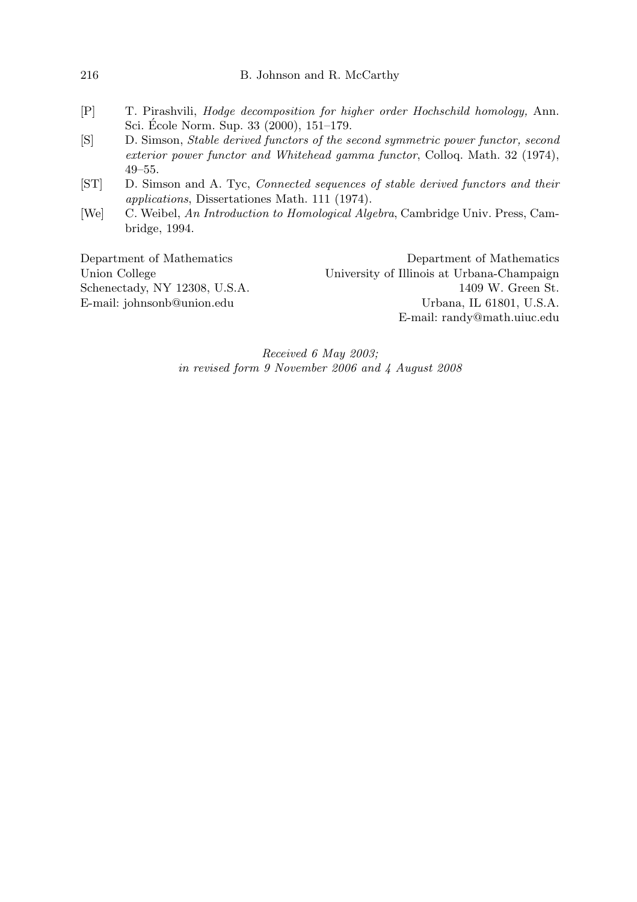[P] T. Pirashvili, *Hodge decomposition for higher order Hochschild homology,* Ann. Sci. École Norm. Sup. 33 (2000), 151–179.

[S] D. Simson, *Stable derived functors of the second symmetric power functor, second exterior power functor and Whitehead gamma functor*, Colloq. Math. 32 (1974), 49–55.

[ST] D. Simson and A. Tyc, *Connected sequences of stable derived functors and their applications*, Dissertationes Math. 111 (1974).

[We] C. Weibel, *An Introduction to Homological Algebra*, Cambridge Univ. Press, Cambridge, 1994.

Department of Mathematics
Union College
Schenectady, NY 12308, U.S.A.
E-mail: johnsonb@union.edu

Department of Mathematics
University of Illinois at Urbana-Champaign
1409 W. Green St.
Urbana, IL 61801, U.S.A.
E-mail: randy@math.uiuc.edu

*Received 6 May 2003;*
*in revised form 9 November 2006 and 4 August 2008*